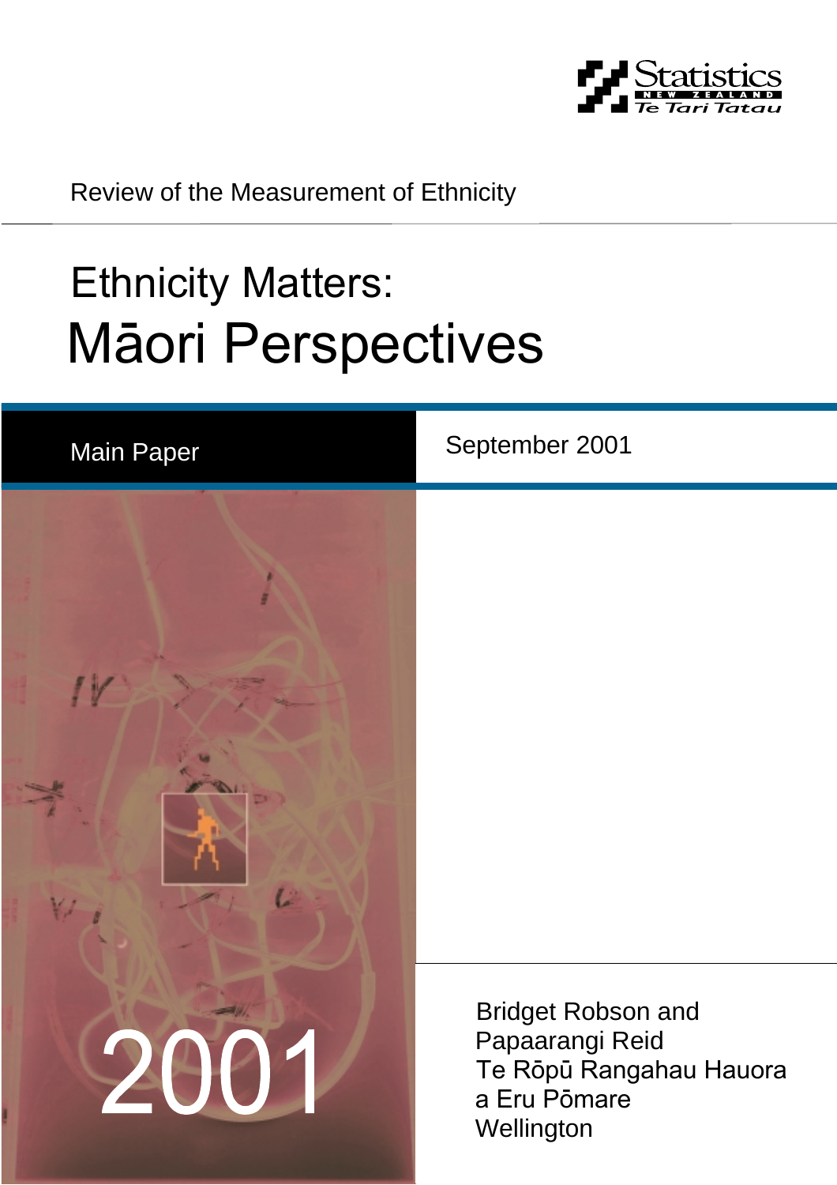Statistics New Zealand
Te Tari Tatau

Review of the Measurement of Ethnicity

# Ethnicity Matters:
# Māori Perspectives

Main Paper

September 2001

2001

Bridget Robson and
Papaarangi Reid
Te Rōpū Rangahau Hauora
a Eru Pōmare
Wellington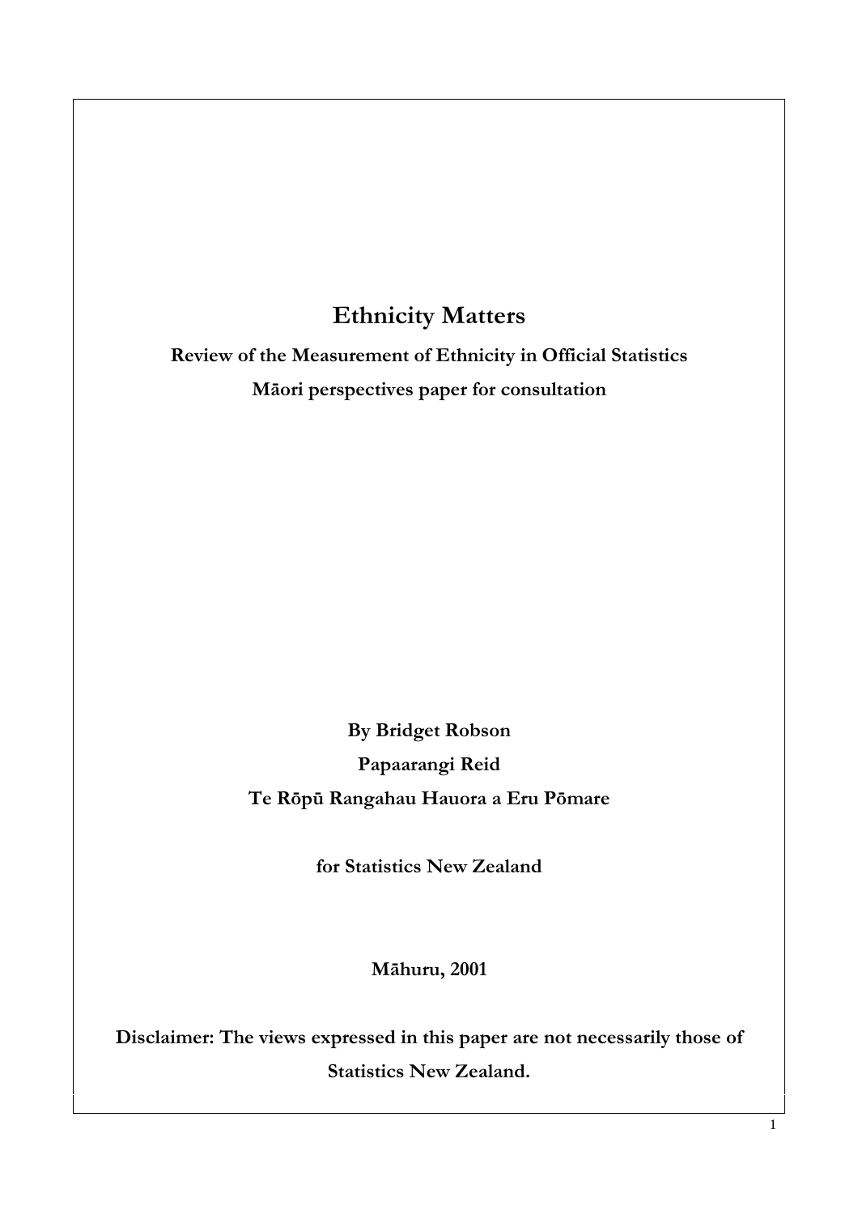# Ethnicity Matters

**Review of the Measurement of Ethnicity in Official Statistics**

**Māori perspectives paper for consultation**

**By Bridget Robson**

**Papaarangi Reid**

**Te Rōpū Rangahau Hauora a Eru Pōmare**

**for Statistics New Zealand**

**Māhuru, 2001**

**Disclaimer: The views expressed in this paper are not necessarily those of Statistics New Zealand.**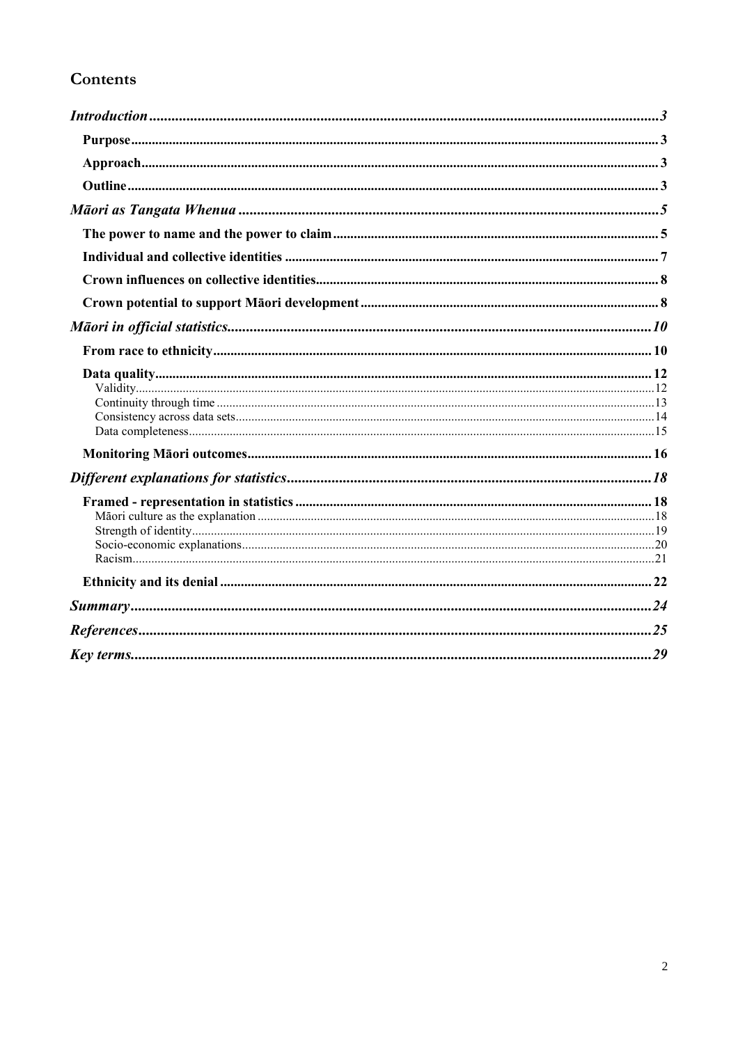# Contents

- *Introduction* ... 3
  - **Purpose** ... 3
  - **Approach** ... 3
  - **Outline** ... 3
- *Māori as Tangata Whenua* ... 5
  - **The power to name and the power to claim** ... 5
  - **Individual and collective identities** ... 7
  - **Crown influences on collective identities** ... 8
  - **Crown potential to support Māori development** ... 8
- *Māori in official statistics* ... 10
  - **From race to ethnicity** ... 10
  - **Data quality** ... 12
    - Validity ... 12
    - Continuity through time ... 13
    - Consistency across data sets ... 14
    - Data completeness ... 15
  - **Monitoring Māori outcomes** ... 16
- *Different explanations for statistics* ... 18
  - **Framed - representation in statistics** ... 18
    - Māori culture as the explanation ... 18
    - Strength of identity ... 19
    - Socio-economic explanations ... 20
    - Racism ... 21
  - **Ethnicity and its denial** ... 22
- *Summary* ... 24
- *References* ... 25
- *Key terms* ... 29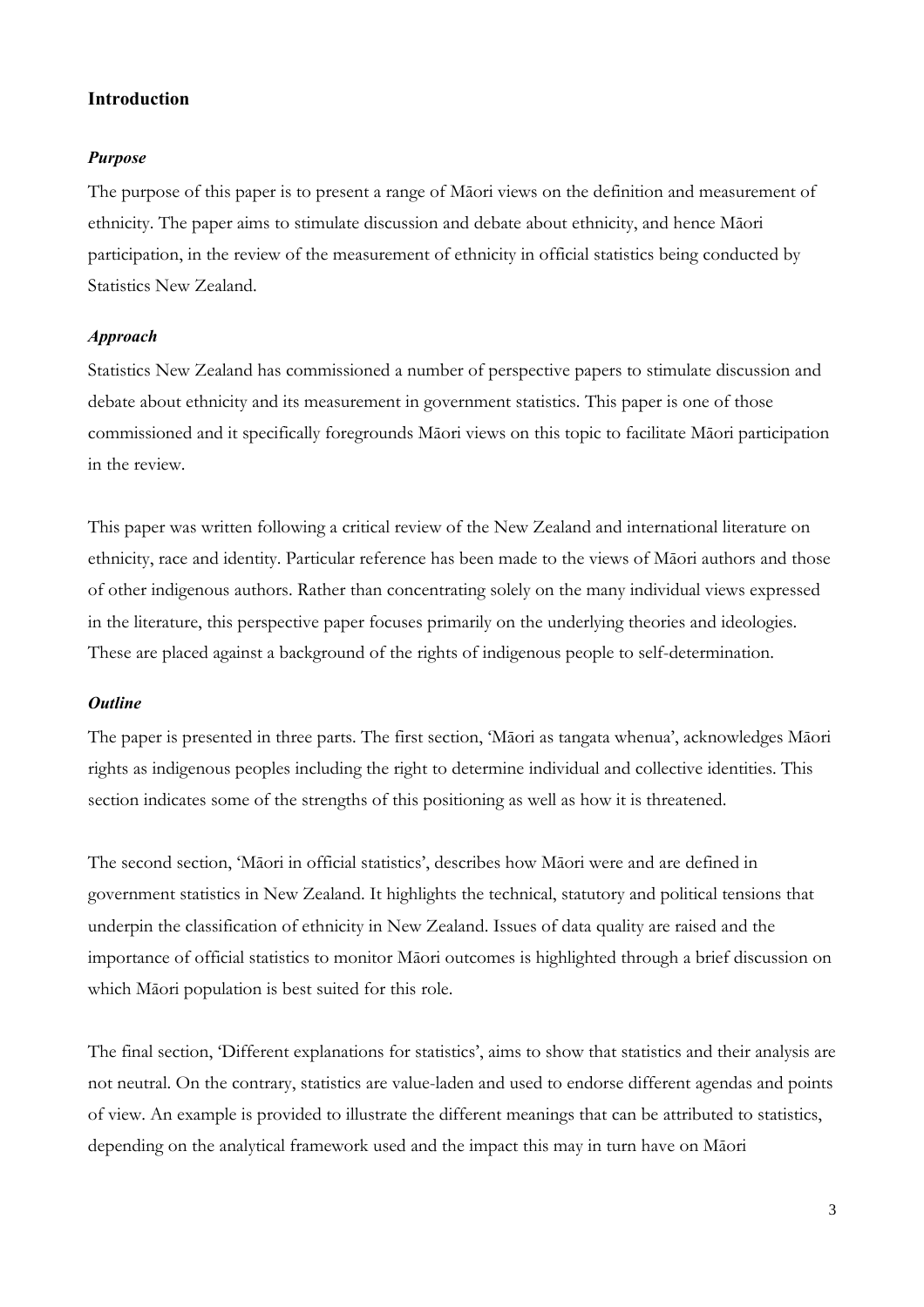## Introduction

### *Purpose*

The purpose of this paper is to present a range of Māori views on the definition and measurement of ethnicity. The paper aims to stimulate discussion and debate about ethnicity, and hence Māori participation, in the review of the measurement of ethnicity in official statistics being conducted by Statistics New Zealand.

### *Approach*

Statistics New Zealand has commissioned a number of perspective papers to stimulate discussion and debate about ethnicity and its measurement in government statistics. This paper is one of those commissioned and it specifically foregrounds Māori views on this topic to facilitate Māori participation in the review.

This paper was written following a critical review of the New Zealand and international literature on ethnicity, race and identity. Particular reference has been made to the views of Māori authors and those of other indigenous authors. Rather than concentrating solely on the many individual views expressed in the literature, this perspective paper focuses primarily on the underlying theories and ideologies. These are placed against a background of the rights of indigenous people to self-determination.

### *Outline*

The paper is presented in three parts. The first section, 'Māori as tangata whenua', acknowledges Māori rights as indigenous peoples including the right to determine individual and collective identities. This section indicates some of the strengths of this positioning as well as how it is threatened.

The second section, 'Māori in official statistics', describes how Māori were and are defined in government statistics in New Zealand. It highlights the technical, statutory and political tensions that underpin the classification of ethnicity in New Zealand. Issues of data quality are raised and the importance of official statistics to monitor Māori outcomes is highlighted through a brief discussion on which Māori population is best suited for this role.

The final section, 'Different explanations for statistics', aims to show that statistics and their analysis are not neutral. On the contrary, statistics are value-laden and used to endorse different agendas and points of view. An example is provided to illustrate the different meanings that can be attributed to statistics, depending on the analytical framework used and the impact this may in turn have on Māori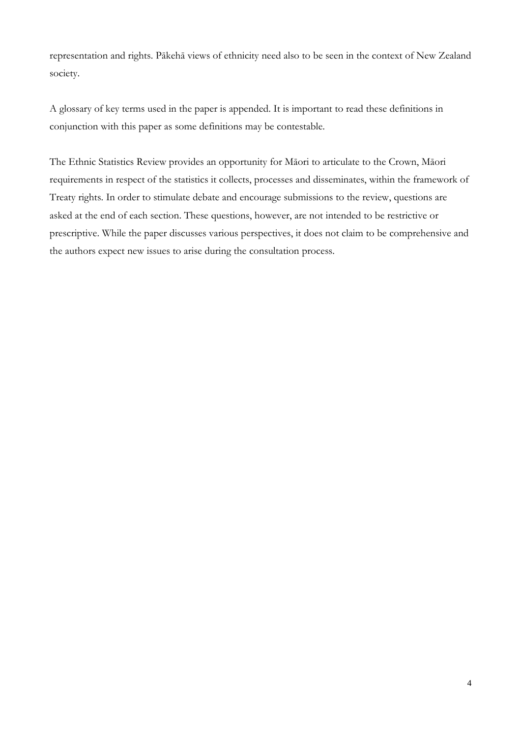representation and rights. Pākehā views of ethnicity need also to be seen in the context of New Zealand society.

A glossary of key terms used in the paper is appended. It is important to read these definitions in conjunction with this paper as some definitions may be contestable.

The Ethnic Statistics Review provides an opportunity for Māori to articulate to the Crown, Māori requirements in respect of the statistics it collects, processes and disseminates, within the framework of Treaty rights. In order to stimulate debate and encourage submissions to the review, questions are asked at the end of each section. These questions, however, are not intended to be restrictive or prescriptive. While the paper discusses various perspectives, it does not claim to be comprehensive and the authors expect new issues to arise during the consultation process.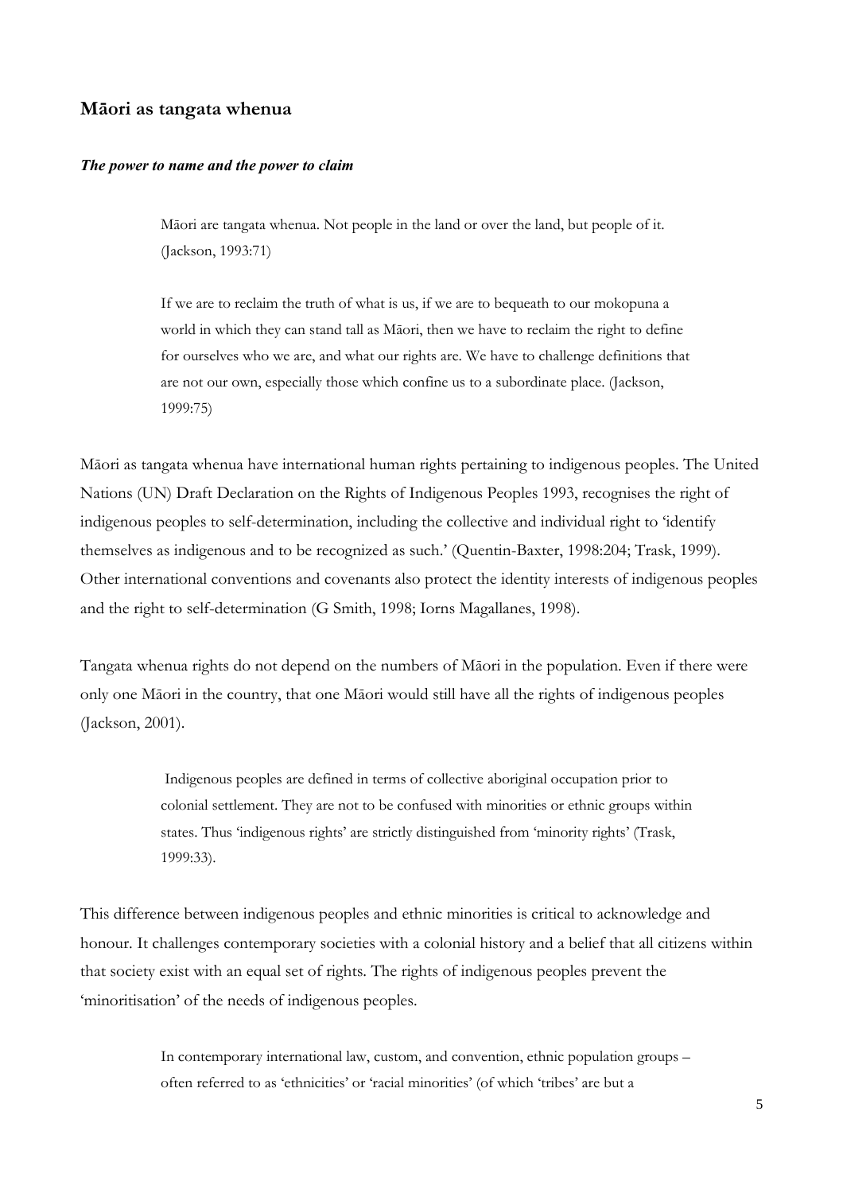## Māori as tangata whenua

### *The power to name and the power to claim*

> Māori are tangata whenua. Not people in the land or over the land, but people of it. (Jackson, 1993:71)

> If we are to reclaim the truth of what is us, if we are to bequeath to our mokopuna a world in which they can stand tall as Māori, then we have to reclaim the right to define for ourselves who we are, and what our rights are. We have to challenge definitions that are not our own, especially those which confine us to a subordinate place. (Jackson, 1999:75)

Māori as tangata whenua have international human rights pertaining to indigenous peoples. The United Nations (UN) Draft Declaration on the Rights of Indigenous Peoples 1993, recognises the right of indigenous peoples to self-determination, including the collective and individual right to 'identify themselves as indigenous and to be recognized as such.' (Quentin-Baxter, 1998:204; Trask, 1999). Other international conventions and covenants also protect the identity interests of indigenous peoples and the right to self-determination (G Smith, 1998; Iorns Magallanes, 1998).

Tangata whenua rights do not depend on the numbers of Māori in the population. Even if there were only one Māori in the country, that one Māori would still have all the rights of indigenous peoples (Jackson, 2001).

> Indigenous peoples are defined in terms of collective aboriginal occupation prior to colonial settlement. They are not to be confused with minorities or ethnic groups within states. Thus 'indigenous rights' are strictly distinguished from 'minority rights' (Trask, 1999:33).

This difference between indigenous peoples and ethnic minorities is critical to acknowledge and honour. It challenges contemporary societies with a colonial history and a belief that all citizens within that society exist with an equal set of rights. The rights of indigenous peoples prevent the 'minoritisation' of the needs of indigenous peoples.

> In contemporary international law, custom, and convention, ethnic population groups – often referred to as 'ethnicities' or 'racial minorities' (of which 'tribes' are but a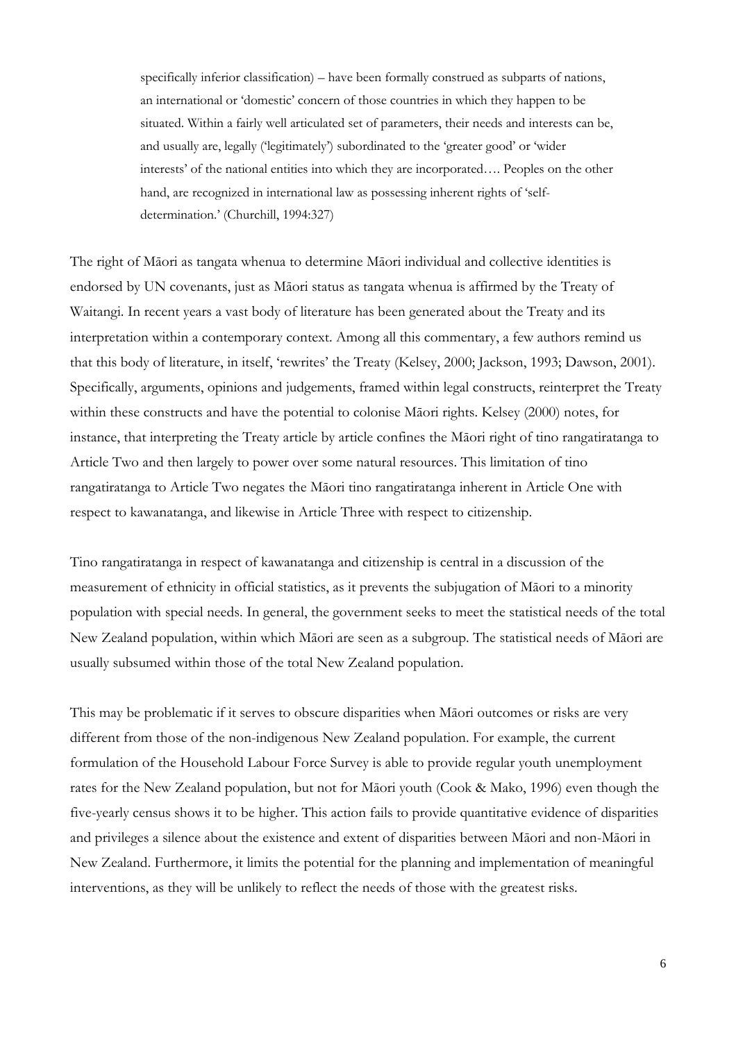> specifically inferior classification) – have been formally construed as subparts of nations, an international or 'domestic' concern of those countries in which they happen to be situated. Within a fairly well articulated set of parameters, their needs and interests can be, and usually are, legally ('legitimately') subordinated to the 'greater good' or 'wider interests' of the national entities into which they are incorporated…. Peoples on the other hand, are recognized in international law as possessing inherent rights of 'self-determination.' (Churchill, 1994:327)

The right of Māori as tangata whenua to determine Māori individual and collective identities is endorsed by UN covenants, just as Māori status as tangata whenua is affirmed by the Treaty of Waitangi. In recent years a vast body of literature has been generated about the Treaty and its interpretation within a contemporary context. Among all this commentary, a few authors remind us that this body of literature, in itself, 'rewrites' the Treaty (Kelsey, 2000; Jackson, 1993; Dawson, 2001). Specifically, arguments, opinions and judgements, framed within legal constructs, reinterpret the Treaty within these constructs and have the potential to colonise Māori rights. Kelsey (2000) notes, for instance, that interpreting the Treaty article by article confines the Māori right of tino rangatiratanga to Article Two and then largely to power over some natural resources. This limitation of tino rangatiratanga to Article Two negates the Māori tino rangatiratanga inherent in Article One with respect to kawanatanga, and likewise in Article Three with respect to citizenship.

Tino rangatiratanga in respect of kawanatanga and citizenship is central in a discussion of the measurement of ethnicity in official statistics, as it prevents the subjugation of Māori to a minority population with special needs. In general, the government seeks to meet the statistical needs of the total New Zealand population, within which Māori are seen as a subgroup. The statistical needs of Māori are usually subsumed within those of the total New Zealand population.

This may be problematic if it serves to obscure disparities when Māori outcomes or risks are very different from those of the non-indigenous New Zealand population. For example, the current formulation of the Household Labour Force Survey is able to provide regular youth unemployment rates for the New Zealand population, but not for Māori youth (Cook & Mako, 1996) even though the five-yearly census shows it to be higher. This action fails to provide quantitative evidence of disparities and privileges a silence about the existence and extent of disparities between Māori and non-Māori in New Zealand. Furthermore, it limits the potential for the planning and implementation of meaningful interventions, as they will be unlikely to reflect the needs of those with the greatest risks.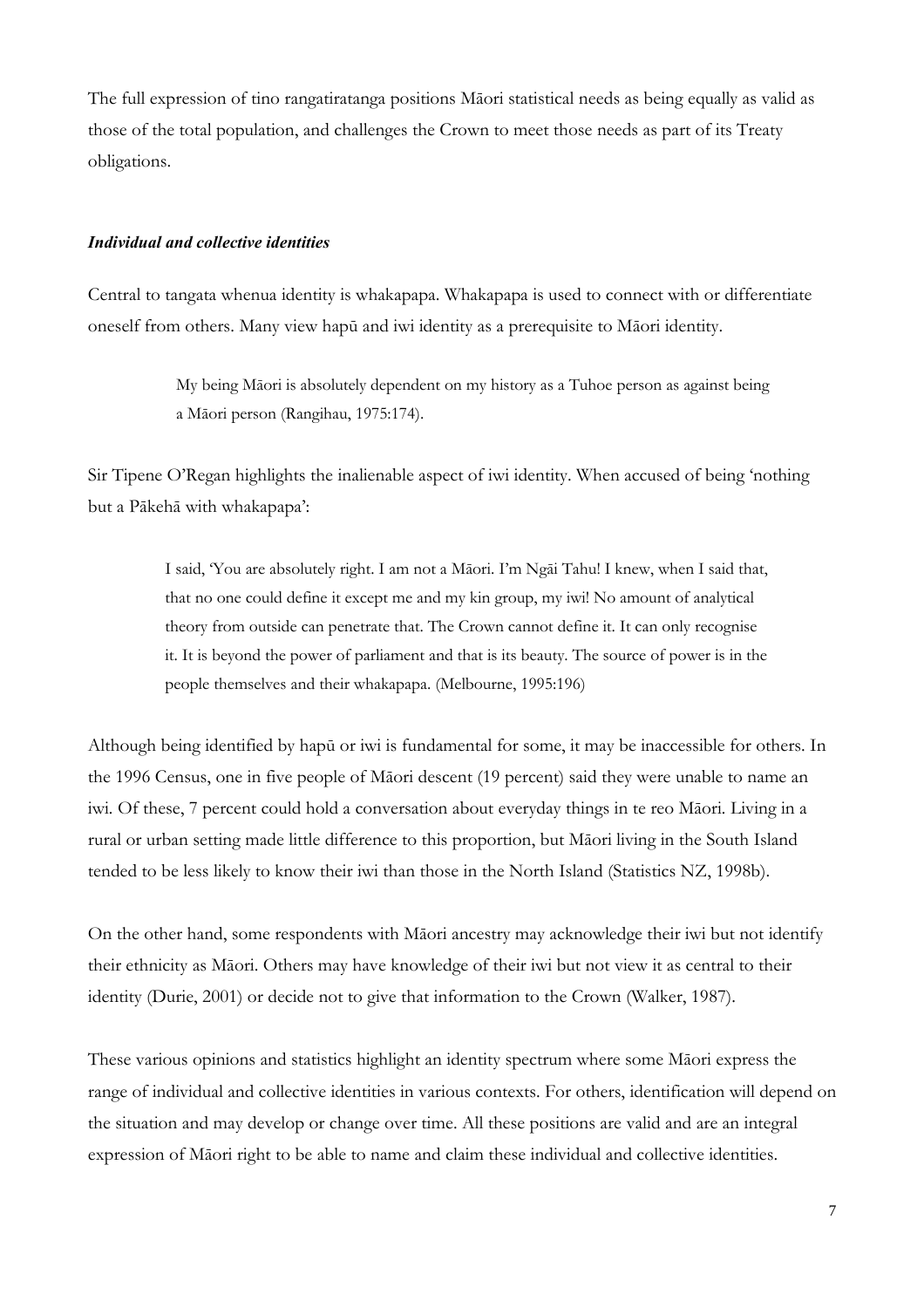The full expression of tino rangatiratanga positions Māori statistical needs as being equally as valid as those of the total population, and challenges the Crown to meet those needs as part of its Treaty obligations.

### *Individual and collective identities*

Central to tangata whenua identity is whakapapa. Whakapapa is used to connect with or differentiate oneself from others. Many view hapū and iwi identity as a prerequisite to Māori identity.

> My being Māori is absolutely dependent on my history as a Tuhoe person as against being a Māori person (Rangihau, 1975:174).

Sir Tipene O'Regan highlights the inalienable aspect of iwi identity. When accused of being 'nothing but a Pākehā with whakapapa':

> I said, 'You are absolutely right. I am not a Māori. I'm Ngāi Tahu! I knew, when I said that, that no one could define it except me and my kin group, my iwi! No amount of analytical theory from outside can penetrate that. The Crown cannot define it. It can only recognise it. It is beyond the power of parliament and that is its beauty. The source of power is in the people themselves and their whakapapa. (Melbourne, 1995:196)

Although being identified by hapū or iwi is fundamental for some, it may be inaccessible for others. In the 1996 Census, one in five people of Māori descent (19 percent) said they were unable to name an iwi. Of these, 7 percent could hold a conversation about everyday things in te reo Māori. Living in a rural or urban setting made little difference to this proportion, but Māori living in the South Island tended to be less likely to know their iwi than those in the North Island (Statistics NZ, 1998b).

On the other hand, some respondents with Māori ancestry may acknowledge their iwi but not identify their ethnicity as Māori. Others may have knowledge of their iwi but not view it as central to their identity (Durie, 2001) or decide not to give that information to the Crown (Walker, 1987).

These various opinions and statistics highlight an identity spectrum where some Māori express the range of individual and collective identities in various contexts. For others, identification will depend on the situation and may develop or change over time. All these positions are valid and are an integral expression of Māori right to be able to name and claim these individual and collective identities.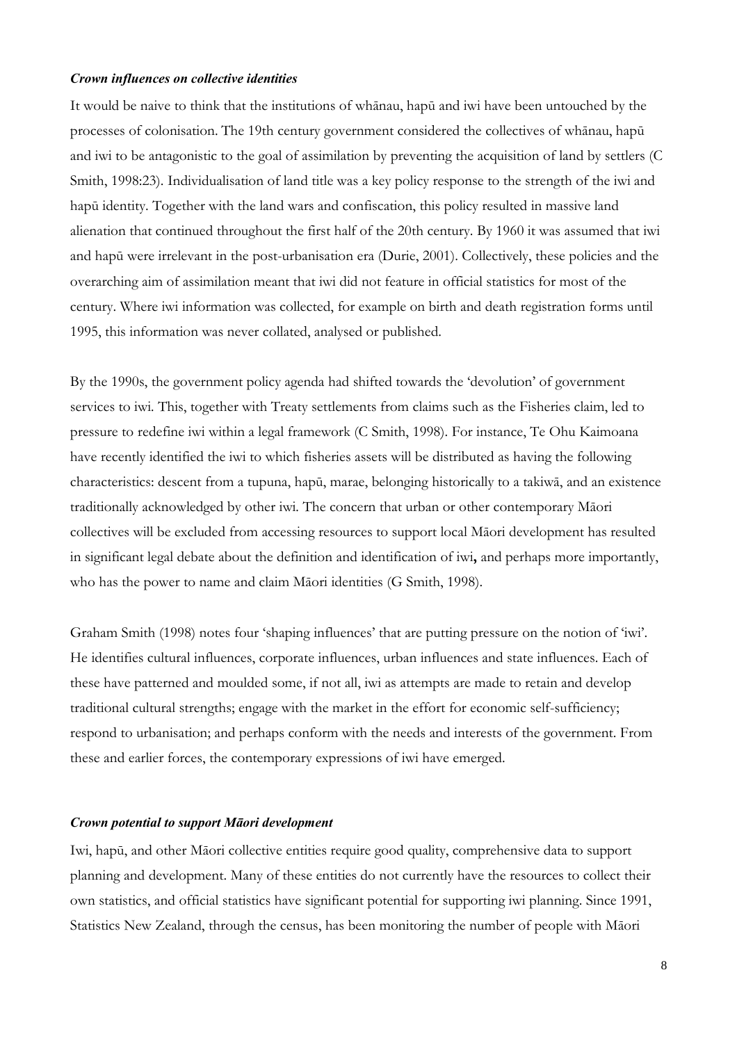### *Crown influences on collective identities*

It would be naive to think that the institutions of whānau, hapū and iwi have been untouched by the processes of colonisation. The 19th century government considered the collectives of whānau, hapū and iwi to be antagonistic to the goal of assimilation by preventing the acquisition of land by settlers (C Smith, 1998:23). Individualisation of land title was a key policy response to the strength of the iwi and hapū identity. Together with the land wars and confiscation, this policy resulted in massive land alienation that continued throughout the first half of the 20th century. By 1960 it was assumed that iwi and hapū were irrelevant in the post-urbanisation era (Durie, 2001). Collectively, these policies and the overarching aim of assimilation meant that iwi did not feature in official statistics for most of the century. Where iwi information was collected, for example on birth and death registration forms until 1995, this information was never collated, analysed or published.

By the 1990s, the government policy agenda had shifted towards the 'devolution' of government services to iwi. This, together with Treaty settlements from claims such as the Fisheries claim, led to pressure to redefine iwi within a legal framework (C Smith, 1998). For instance, Te Ohu Kaimoana have recently identified the iwi to which fisheries assets will be distributed as having the following characteristics: descent from a tupuna, hapū, marae, belonging historically to a takiwā, and an existence traditionally acknowledged by other iwi. The concern that urban or other contemporary Māori collectives will be excluded from accessing resources to support local Māori development has resulted in significant legal debate about the definition and identification of iwi**,** and perhaps more importantly, who has the power to name and claim Māori identities (G Smith, 1998).

Graham Smith (1998) notes four 'shaping influences' that are putting pressure on the notion of 'iwi'. He identifies cultural influences, corporate influences, urban influences and state influences. Each of these have patterned and moulded some, if not all, iwi as attempts are made to retain and develop traditional cultural strengths; engage with the market in the effort for economic self-sufficiency; respond to urbanisation; and perhaps conform with the needs and interests of the government. From these and earlier forces, the contemporary expressions of iwi have emerged.

### *Crown potential to support Māori development*

Iwi, hapū, and other Māori collective entities require good quality, comprehensive data to support planning and development. Many of these entities do not currently have the resources to collect their own statistics, and official statistics have significant potential for supporting iwi planning. Since 1991, Statistics New Zealand, through the census, has been monitoring the number of people with Māori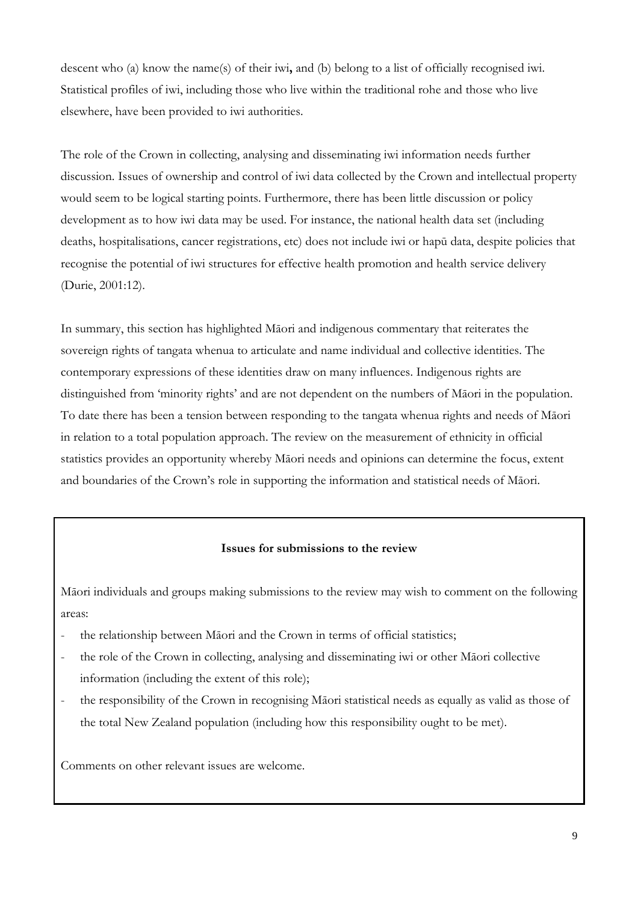descent who (a) know the name(s) of their iwi**,** and (b) belong to a list of officially recognised iwi. Statistical profiles of iwi, including those who live within the traditional rohe and those who live elsewhere, have been provided to iwi authorities.

The role of the Crown in collecting, analysing and disseminating iwi information needs further discussion. Issues of ownership and control of iwi data collected by the Crown and intellectual property would seem to be logical starting points. Furthermore, there has been little discussion or policy development as to how iwi data may be used. For instance, the national health data set (including deaths, hospitalisations, cancer registrations, etc) does not include iwi or hapū data, despite policies that recognise the potential of iwi structures for effective health promotion and health service delivery (Durie, 2001:12).

In summary, this section has highlighted Māori and indigenous commentary that reiterates the sovereign rights of tangata whenua to articulate and name individual and collective identities. The contemporary expressions of these identities draw on many influences. Indigenous rights are distinguished from 'minority rights' and are not dependent on the numbers of Māori in the population. To date there has been a tension between responding to the tangata whenua rights and needs of Māori in relation to a total population approach. The review on the measurement of ethnicity in official statistics provides an opportunity whereby Māori needs and opinions can determine the focus, extent and boundaries of the Crown's role in supporting the information and statistical needs of Māori.

**Issues for submissions to the review**

Māori individuals and groups making submissions to the review may wish to comment on the following areas:

- the relationship between Māori and the Crown in terms of official statistics;
- the role of the Crown in collecting, analysing and disseminating iwi or other Māori collective information (including the extent of this role);
- the responsibility of the Crown in recognising Māori statistical needs as equally as valid as those of the total New Zealand population (including how this responsibility ought to be met).

Comments on other relevant issues are welcome.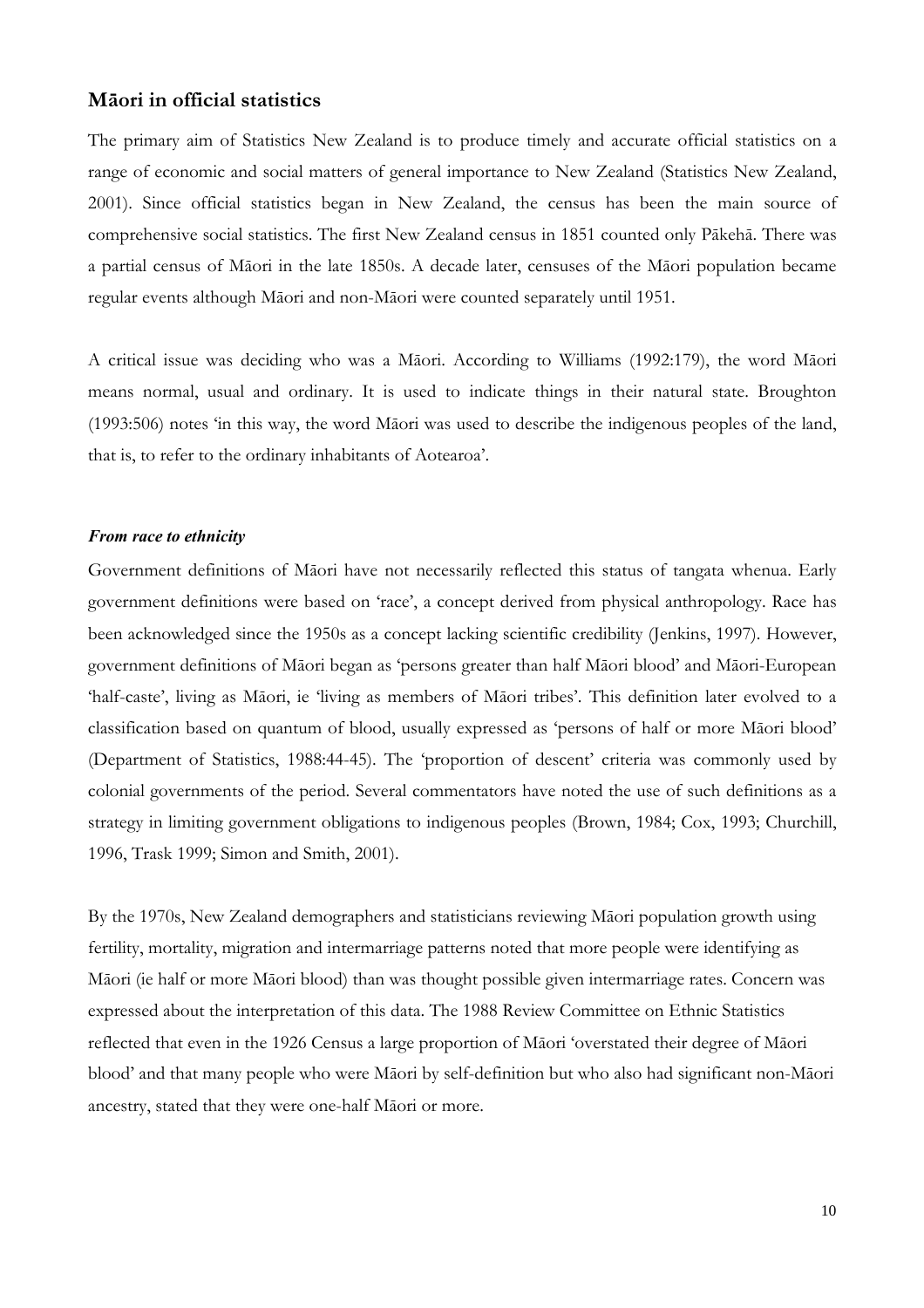## Māori in official statistics

The primary aim of Statistics New Zealand is to produce timely and accurate official statistics on a range of economic and social matters of general importance to New Zealand (Statistics New Zealand, 2001). Since official statistics began in New Zealand, the census has been the main source of comprehensive social statistics. The first New Zealand census in 1851 counted only Pākehā. There was a partial census of Māori in the late 1850s. A decade later, censuses of the Māori population became regular events although Māori and non-Māori were counted separately until 1951.

A critical issue was deciding who was a Māori. According to Williams (1992:179), the word Māori means normal, usual and ordinary. It is used to indicate things in their natural state. Broughton (1993:506) notes 'in this way, the word Māori was used to describe the indigenous peoples of the land, that is, to refer to the ordinary inhabitants of Aotearoa'.

### *From race to ethnicity*

Government definitions of Māori have not necessarily reflected this status of tangata whenua. Early government definitions were based on 'race', a concept derived from physical anthropology. Race has been acknowledged since the 1950s as a concept lacking scientific credibility (Jenkins, 1997). However, government definitions of Māori began as 'persons greater than half Māori blood' and Māori-European 'half-caste', living as Māori, ie 'living as members of Māori tribes'. This definition later evolved to a classification based on quantum of blood, usually expressed as 'persons of half or more Māori blood' (Department of Statistics, 1988:44-45). The 'proportion of descent' criteria was commonly used by colonial governments of the period. Several commentators have noted the use of such definitions as a strategy in limiting government obligations to indigenous peoples (Brown, 1984; Cox, 1993; Churchill, 1996, Trask 1999; Simon and Smith, 2001).

By the 1970s, New Zealand demographers and statisticians reviewing Māori population growth using fertility, mortality, migration and intermarriage patterns noted that more people were identifying as Māori (ie half or more Māori blood) than was thought possible given intermarriage rates. Concern was expressed about the interpretation of this data. The 1988 Review Committee on Ethnic Statistics reflected that even in the 1926 Census a large proportion of Māori 'overstated their degree of Māori blood' and that many people who were Māori by self-definition but who also had significant non-Māori ancestry, stated that they were one-half Māori or more.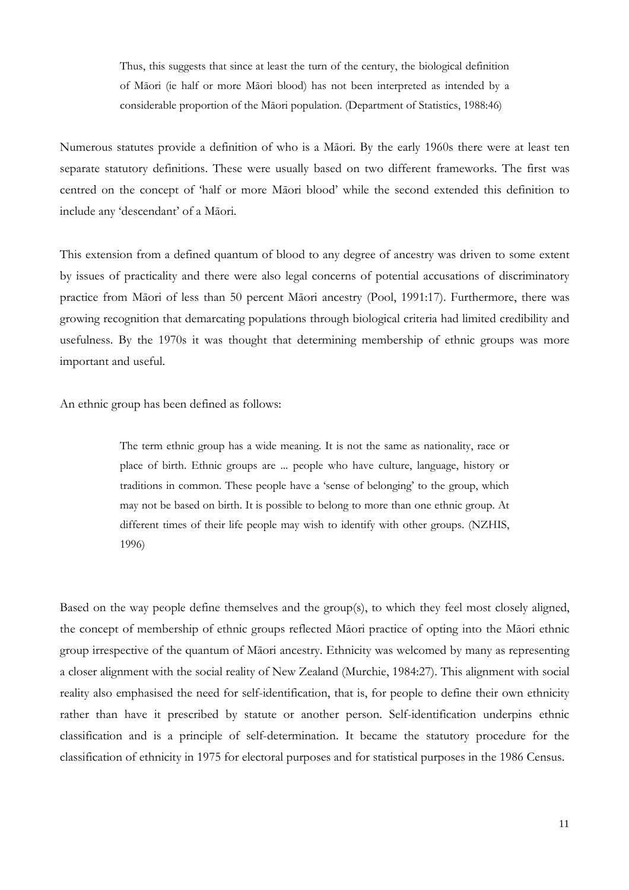> Thus, this suggests that since at least the turn of the century, the biological definition of Māori (ie half or more Māori blood) has not been interpreted as intended by a considerable proportion of the Māori population. (Department of Statistics, 1988:46)

Numerous statutes provide a definition of who is a Māori. By the early 1960s there were at least ten separate statutory definitions. These were usually based on two different frameworks. The first was centred on the concept of 'half or more Māori blood' while the second extended this definition to include any 'descendant' of a Māori.

This extension from a defined quantum of blood to any degree of ancestry was driven to some extent by issues of practicality and there were also legal concerns of potential accusations of discriminatory practice from Māori of less than 50 percent Māori ancestry (Pool, 1991:17). Furthermore, there was growing recognition that demarcating populations through biological criteria had limited credibility and usefulness. By the 1970s it was thought that determining membership of ethnic groups was more important and useful.

An ethnic group has been defined as follows:

> The term ethnic group has a wide meaning. It is not the same as nationality, race or place of birth. Ethnic groups are ... people who have culture, language, history or traditions in common. These people have a 'sense of belonging' to the group, which may not be based on birth. It is possible to belong to more than one ethnic group. At different times of their life people may wish to identify with other groups. (NZHIS, 1996)

Based on the way people define themselves and the group(s), to which they feel most closely aligned, the concept of membership of ethnic groups reflected Māori practice of opting into the Māori ethnic group irrespective of the quantum of Māori ancestry. Ethnicity was welcomed by many as representing a closer alignment with the social reality of New Zealand (Murchie, 1984:27). This alignment with social reality also emphasised the need for self-identification, that is, for people to define their own ethnicity rather than have it prescribed by statute or another person. Self-identification underpins ethnic classification and is a principle of self-determination. It became the statutory procedure for the classification of ethnicity in 1975 for electoral purposes and for statistical purposes in the 1986 Census.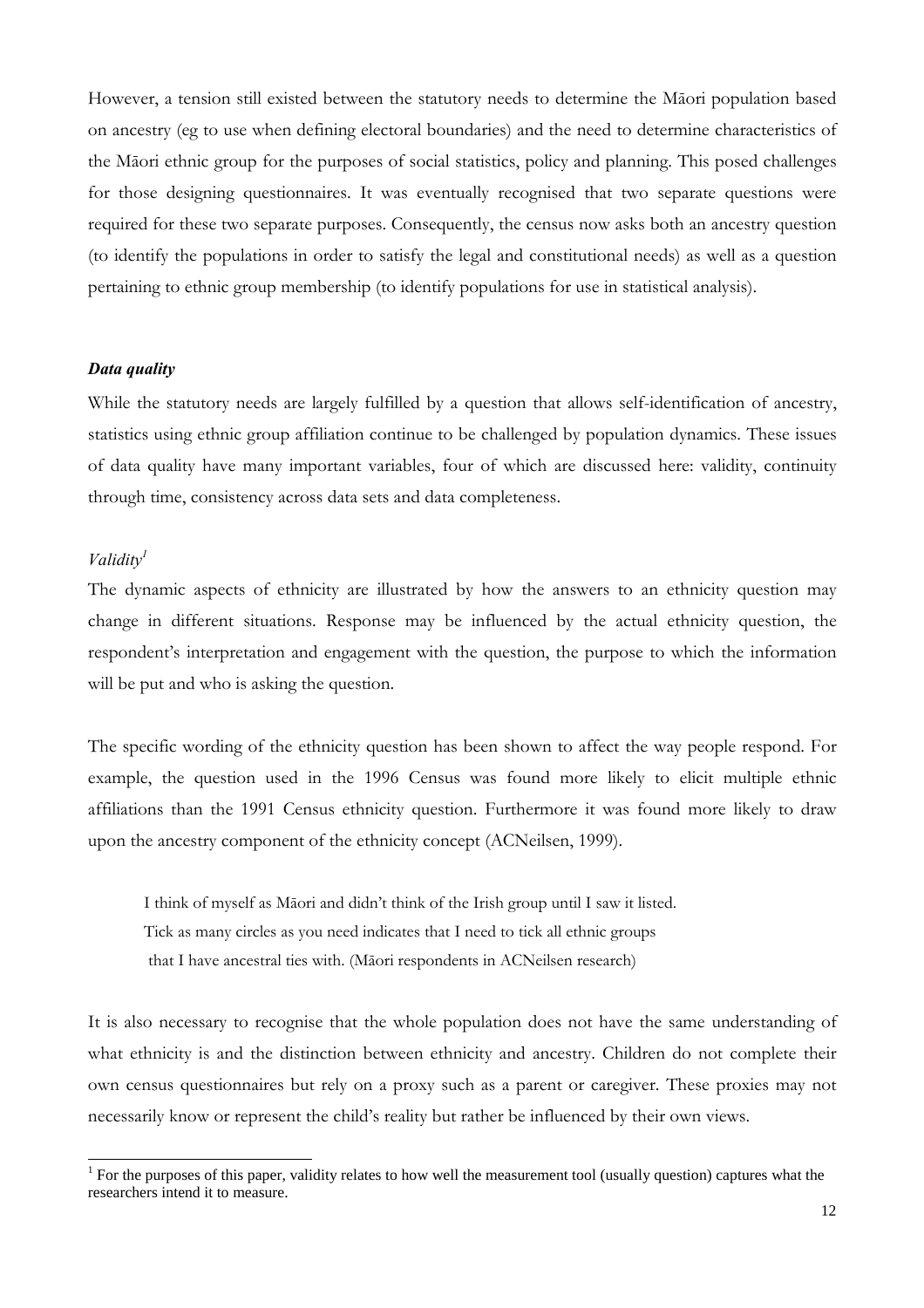However, a tension still existed between the statutory needs to determine the Māori population based on ancestry (eg to use when defining electoral boundaries) and the need to determine characteristics of the Māori ethnic group for the purposes of social statistics, policy and planning. This posed challenges for those designing questionnaires. It was eventually recognised that two separate questions were required for these two separate purposes. Consequently, the census now asks both an ancestry question (to identify the populations in order to satisfy the legal and constitutional needs) as well as a question pertaining to ethnic group membership (to identify populations for use in statistical analysis).

### *Data quality*

While the statutory needs are largely fulfilled by a question that allows self-identification of ancestry, statistics using ethnic group affiliation continue to be challenged by population dynamics. These issues of data quality have many important variables, four of which are discussed here: validity, continuity through time, consistency across data sets and data completeness.

#### *Validity*[1]

The dynamic aspects of ethnicity are illustrated by how the answers to an ethnicity question may change in different situations. Response may be influenced by the actual ethnicity question, the respondent's interpretation and engagement with the question, the purpose to which the information will be put and who is asking the question.

The specific wording of the ethnicity question has been shown to affect the way people respond. For example, the question used in the 1996 Census was found more likely to elicit multiple ethnic affiliations than the 1991 Census ethnicity question. Furthermore it was found more likely to draw upon the ancestry component of the ethnicity concept (ACNeilsen, 1999).

> I think of myself as Māori and didn't think of the Irish group until I saw it listed.
> Tick as many circles as you need indicates that I need to tick all ethnic groups that I have ancestral ties with. (Māori respondents in ACNeilsen research)

It is also necessary to recognise that the whole population does not have the same understanding of what ethnicity is and the distinction between ethnicity and ancestry. Children do not complete their own census questionnaires but rely on a proxy such as a parent or caregiver. These proxies may not necessarily know or represent the child's reality but rather be influenced by their own views.

---

[1] For the purposes of this paper, validity relates to how well the measurement tool (usually question) captures what the researchers intend it to measure.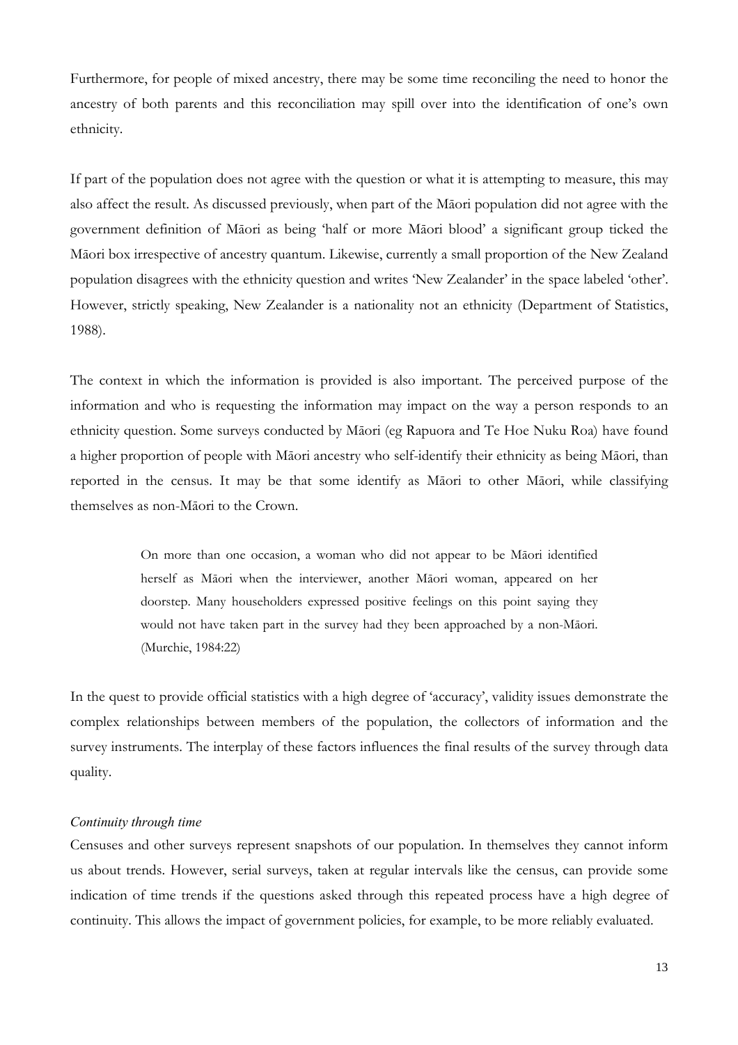Furthermore, for people of mixed ancestry, there may be some time reconciling the need to honor the ancestry of both parents and this reconciliation may spill over into the identification of one's own ethnicity.

If part of the population does not agree with the question or what it is attempting to measure, this may also affect the result. As discussed previously, when part of the Māori population did not agree with the government definition of Māori as being 'half or more Māori blood' a significant group ticked the Māori box irrespective of ancestry quantum. Likewise, currently a small proportion of the New Zealand population disagrees with the ethnicity question and writes 'New Zealander' in the space labeled 'other'. However, strictly speaking, New Zealander is a nationality not an ethnicity (Department of Statistics, 1988).

The context in which the information is provided is also important. The perceived purpose of the information and who is requesting the information may impact on the way a person responds to an ethnicity question. Some surveys conducted by Māori (eg Rapuora and Te Hoe Nuku Roa) have found a higher proportion of people with Māori ancestry who self-identify their ethnicity as being Māori, than reported in the census. It may be that some identify as Māori to other Māori, while classifying themselves as non-Māori to the Crown.

> On more than one occasion, a woman who did not appear to be Māori identified herself as Māori when the interviewer, another Māori woman, appeared on her doorstep. Many householders expressed positive feelings on this point saying they would not have taken part in the survey had they been approached by a non-Māori. (Murchie, 1984:22)

In the quest to provide official statistics with a high degree of 'accuracy', validity issues demonstrate the complex relationships between members of the population, the collectors of information and the survey instruments. The interplay of these factors influences the final results of the survey through data quality.

*Continuity through time*

Censuses and other surveys represent snapshots of our population. In themselves they cannot inform us about trends. However, serial surveys, taken at regular intervals like the census, can provide some indication of time trends if the questions asked through this repeated process have a high degree of continuity. This allows the impact of government policies, for example, to be more reliably evaluated.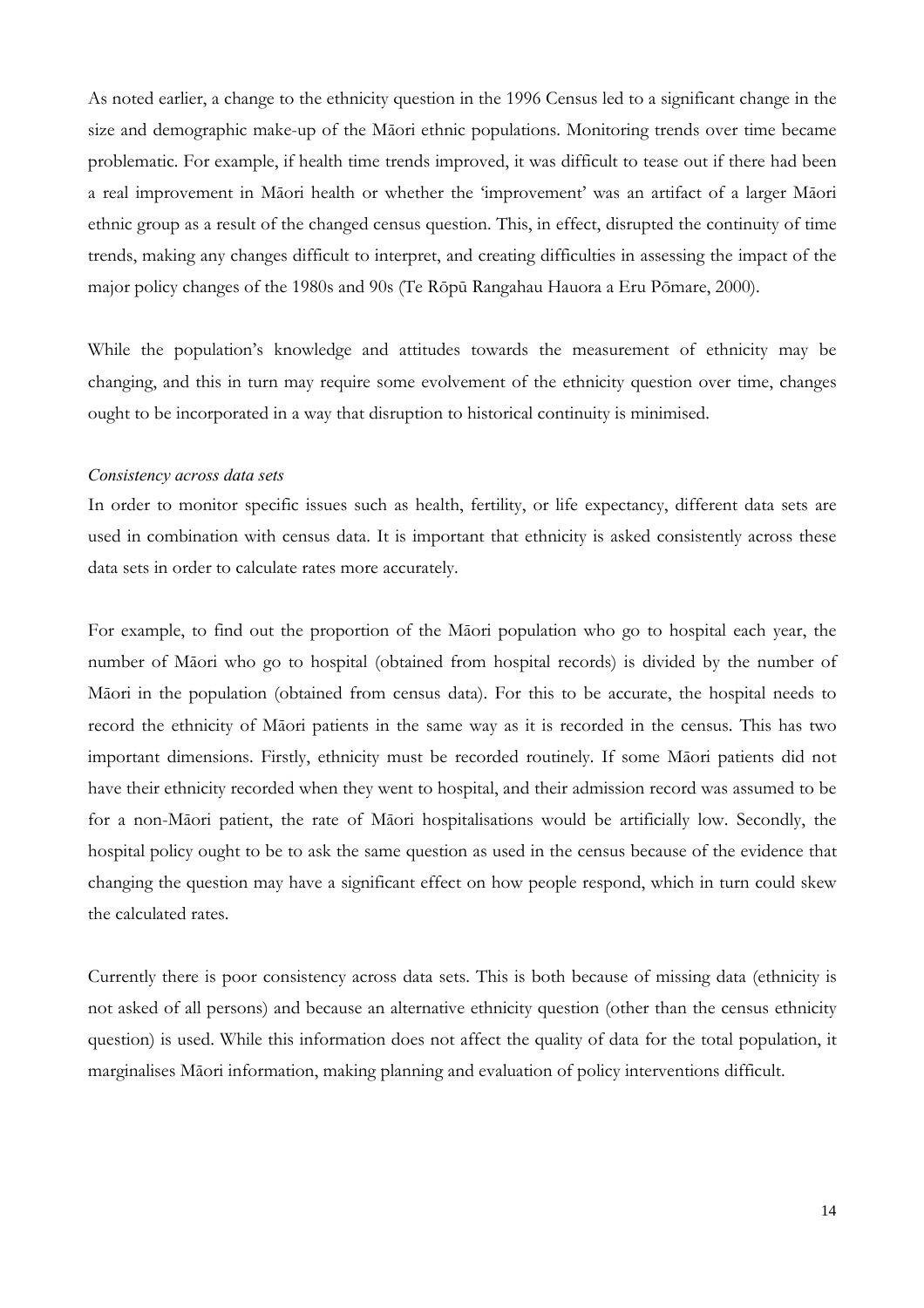As noted earlier, a change to the ethnicity question in the 1996 Census led to a significant change in the size and demographic make-up of the Māori ethnic populations. Monitoring trends over time became problematic. For example, if health time trends improved, it was difficult to tease out if there had been a real improvement in Māori health or whether the 'improvement' was an artifact of a larger Māori ethnic group as a result of the changed census question. This, in effect, disrupted the continuity of time trends, making any changes difficult to interpret, and creating difficulties in assessing the impact of the major policy changes of the 1980s and 90s (Te Rōpū Rangahau Hauora a Eru Pōmare, 2000).

While the population's knowledge and attitudes towards the measurement of ethnicity may be changing, and this in turn may require some evolvement of the ethnicity question over time, changes ought to be incorporated in a way that disruption to historical continuity is minimised.

*Consistency across data sets*

In order to monitor specific issues such as health, fertility, or life expectancy, different data sets are used in combination with census data. It is important that ethnicity is asked consistently across these data sets in order to calculate rates more accurately.

For example, to find out the proportion of the Māori population who go to hospital each year, the number of Māori who go to hospital (obtained from hospital records) is divided by the number of Māori in the population (obtained from census data). For this to be accurate, the hospital needs to record the ethnicity of Māori patients in the same way as it is recorded in the census. This has two important dimensions. Firstly, ethnicity must be recorded routinely. If some Māori patients did not have their ethnicity recorded when they went to hospital, and their admission record was assumed to be for a non-Māori patient, the rate of Māori hospitalisations would be artificially low. Secondly, the hospital policy ought to be to ask the same question as used in the census because of the evidence that changing the question may have a significant effect on how people respond, which in turn could skew the calculated rates.

Currently there is poor consistency across data sets. This is both because of missing data (ethnicity is not asked of all persons) and because an alternative ethnicity question (other than the census ethnicity question) is used. While this information does not affect the quality of data for the total population, it marginalises Māori information, making planning and evaluation of policy interventions difficult.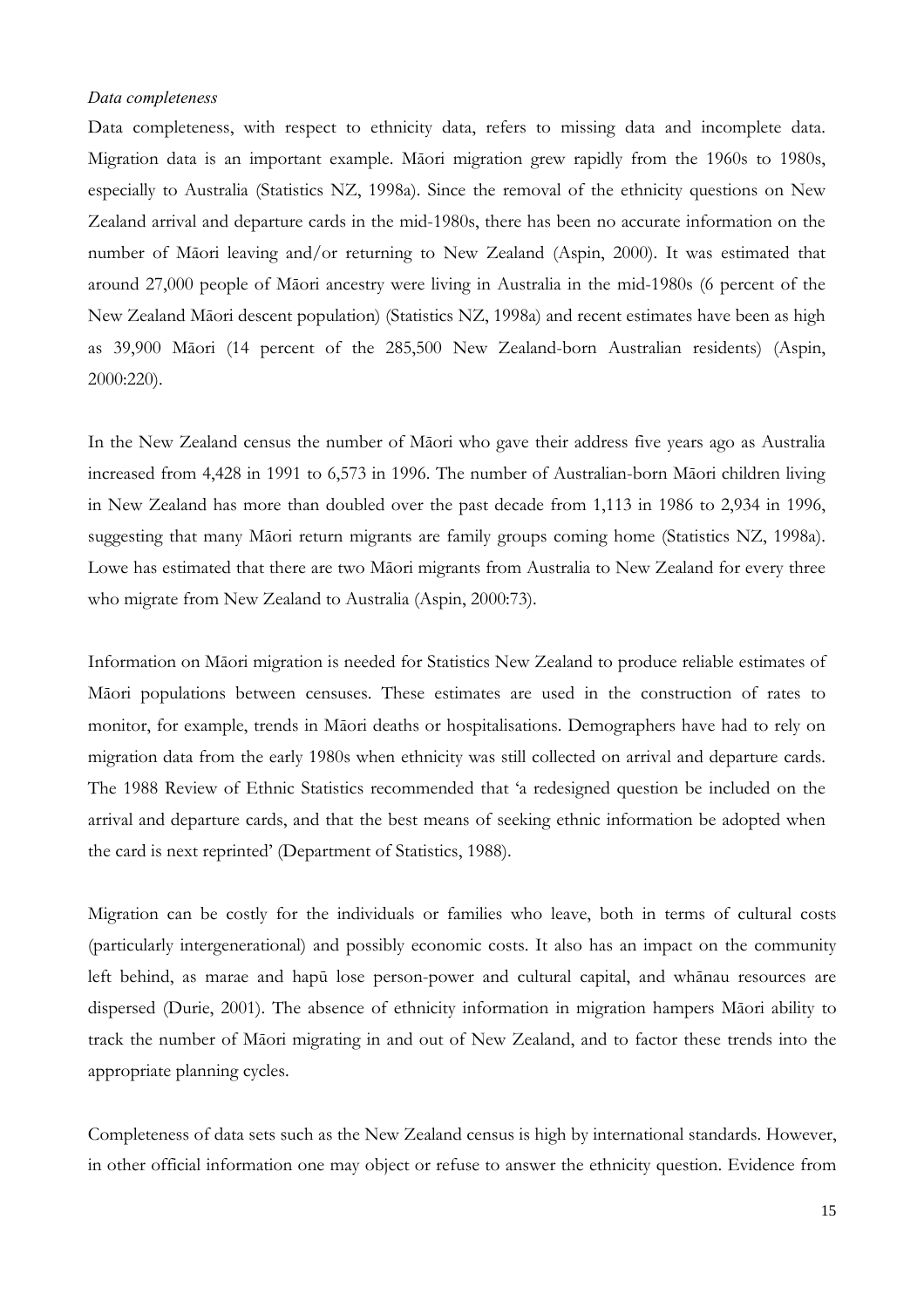*Data completeness*

Data completeness, with respect to ethnicity data, refers to missing data and incomplete data. Migration data is an important example. Māori migration grew rapidly from the 1960s to 1980s, especially to Australia (Statistics NZ, 1998a). Since the removal of the ethnicity questions on New Zealand arrival and departure cards in the mid-1980s, there has been no accurate information on the number of Māori leaving and/or returning to New Zealand (Aspin, 2000). It was estimated that around 27,000 people of Māori ancestry were living in Australia in the mid-1980s (6 percent of the New Zealand Māori descent population) (Statistics NZ, 1998a) and recent estimates have been as high as 39,900 Māori (14 percent of the 285,500 New Zealand-born Australian residents) (Aspin, 2000:220).

In the New Zealand census the number of Māori who gave their address five years ago as Australia increased from 4,428 in 1991 to 6,573 in 1996. The number of Australian-born Māori children living in New Zealand has more than doubled over the past decade from 1,113 in 1986 to 2,934 in 1996, suggesting that many Māori return migrants are family groups coming home (Statistics NZ, 1998a). Lowe has estimated that there are two Māori migrants from Australia to New Zealand for every three who migrate from New Zealand to Australia (Aspin, 2000:73).

Information on Māori migration is needed for Statistics New Zealand to produce reliable estimates of Māori populations between censuses. These estimates are used in the construction of rates to monitor, for example, trends in Māori deaths or hospitalisations. Demographers have had to rely on migration data from the early 1980s when ethnicity was still collected on arrival and departure cards. The 1988 Review of Ethnic Statistics recommended that 'a redesigned question be included on the arrival and departure cards, and that the best means of seeking ethnic information be adopted when the card is next reprinted' (Department of Statistics, 1988).

Migration can be costly for the individuals or families who leave, both in terms of cultural costs (particularly intergenerational) and possibly economic costs. It also has an impact on the community left behind, as marae and hapū lose person-power and cultural capital, and whānau resources are dispersed (Durie, 2001). The absence of ethnicity information in migration hampers Māori ability to track the number of Māori migrating in and out of New Zealand, and to factor these trends into the appropriate planning cycles.

Completeness of data sets such as the New Zealand census is high by international standards. However, in other official information one may object or refuse to answer the ethnicity question. Evidence from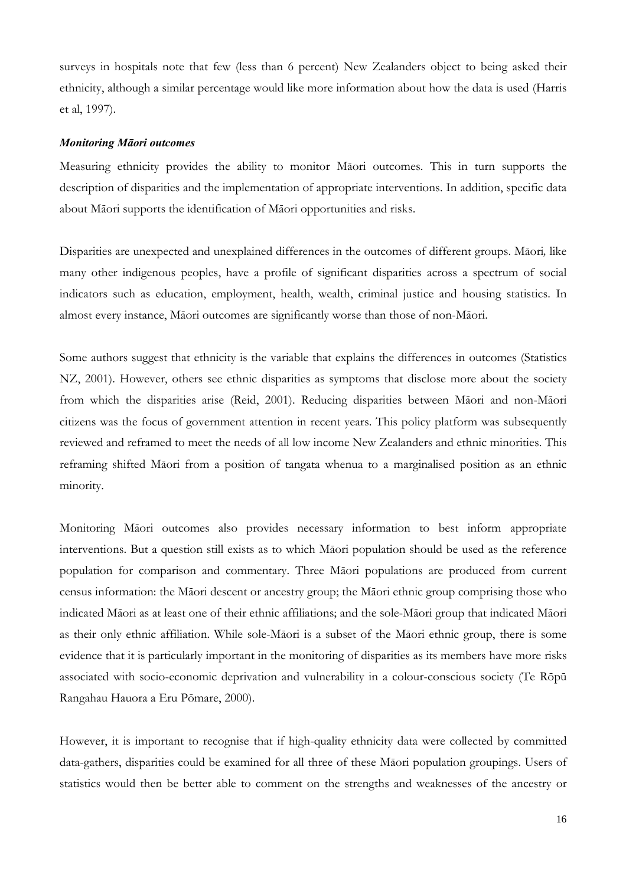surveys in hospitals note that few (less than 6 percent) New Zealanders object to being asked their ethnicity, although a similar percentage would like more information about how the data is used (Harris et al, 1997).

### *Monitoring Māori outcomes*

Measuring ethnicity provides the ability to monitor Māori outcomes. This in turn supports the description of disparities and the implementation of appropriate interventions. In addition, specific data about Māori supports the identification of Māori opportunities and risks.

Disparities are unexpected and unexplained differences in the outcomes of different groups. Māori, like many other indigenous peoples, have a profile of significant disparities across a spectrum of social indicators such as education, employment, health, wealth, criminal justice and housing statistics. In almost every instance, Māori outcomes are significantly worse than those of non-Māori.

Some authors suggest that ethnicity is the variable that explains the differences in outcomes (Statistics NZ, 2001). However, others see ethnic disparities as symptoms that disclose more about the society from which the disparities arise (Reid, 2001). Reducing disparities between Māori and non-Māori citizens was the focus of government attention in recent years. This policy platform was subsequently reviewed and reframed to meet the needs of all low income New Zealanders and ethnic minorities. This reframing shifted Māori from a position of tangata whenua to a marginalised position as an ethnic minority.

Monitoring Māori outcomes also provides necessary information to best inform appropriate interventions. But a question still exists as to which Māori population should be used as the reference population for comparison and commentary. Three Māori populations are produced from current census information: the Māori descent or ancestry group; the Māori ethnic group comprising those who indicated Māori as at least one of their ethnic affiliations; and the sole-Māori group that indicated Māori as their only ethnic affiliation. While sole-Māori is a subset of the Māori ethnic group, there is some evidence that it is particularly important in the monitoring of disparities as its members have more risks associated with socio-economic deprivation and vulnerability in a colour-conscious society (Te Rōpū Rangahau Hauora a Eru Pōmare, 2000).

However, it is important to recognise that if high-quality ethnicity data were collected by committed data-gathers, disparities could be examined for all three of these Māori population groupings. Users of statistics would then be better able to comment on the strengths and weaknesses of the ancestry or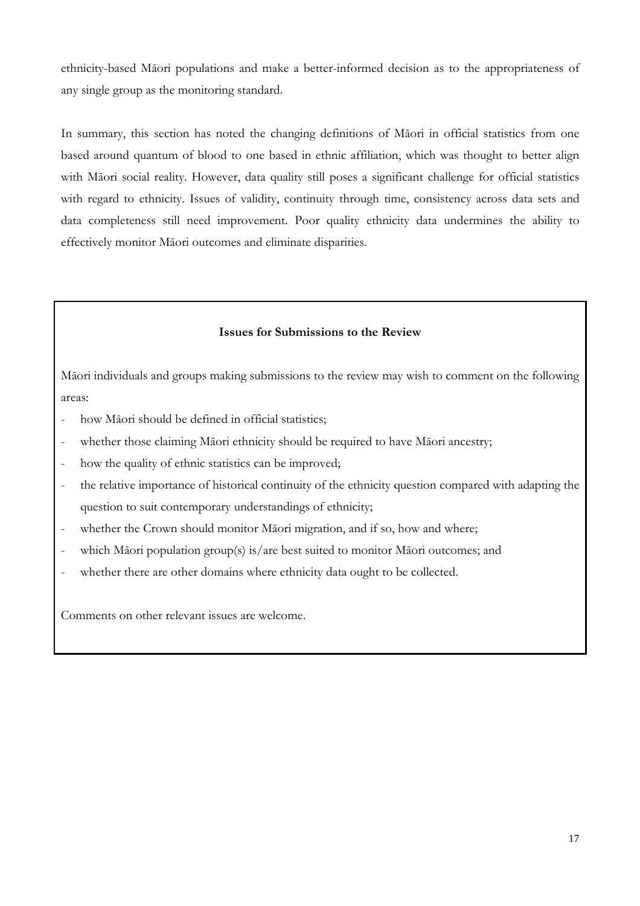ethnicity-based Māori populations and make a better-informed decision as to the appropriateness of any single group as the monitoring standard.

In summary, this section has noted the changing definitions of Māori in official statistics from one based around quantum of blood to one based in ethnic affiliation, which was thought to better align with Māori social reality. However, data quality still poses a significant challenge for official statistics with regard to ethnicity. Issues of validity, continuity through time, consistency across data sets and data completeness still need improvement. Poor quality ethnicity data undermines the ability to effectively monitor Māori outcomes and eliminate disparities.

**Issues for Submissions to the Review**

Māori individuals and groups making submissions to the review may wish to comment on the following areas:

- how Māori should be defined in official statistics;
- whether those claiming Māori ethnicity should be required to have Māori ancestry;
- how the quality of ethnic statistics can be improved;
- the relative importance of historical continuity of the ethnicity question compared with adapting the question to suit contemporary understandings of ethnicity;
- whether the Crown should monitor Māori migration, and if so, how and where;
- which Māori population group(s) is/are best suited to monitor Māori outcomes; and
- whether there are other domains where ethnicity data ought to be collected.

Comments on other relevant issues are welcome.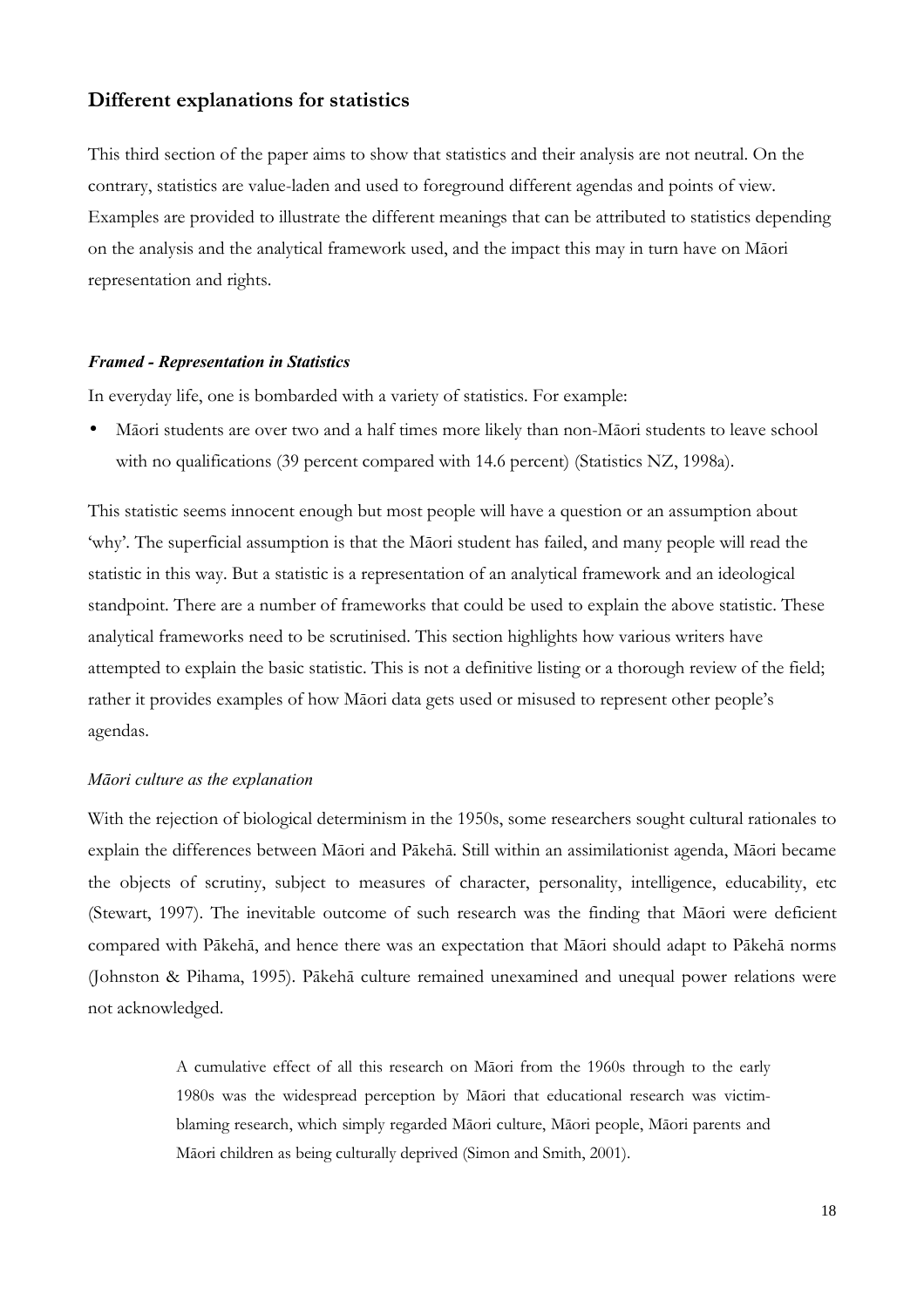## Different explanations for statistics

This third section of the paper aims to show that statistics and their analysis are not neutral. On the contrary, statistics are value-laden and used to foreground different agendas and points of view. Examples are provided to illustrate the different meanings that can be attributed to statistics depending on the analysis and the analytical framework used, and the impact this may in turn have on Māori representation and rights.

#### *Framed - Representation in Statistics*

In everyday life, one is bombarded with a variety of statistics. For example:

- Māori students are over two and a half times more likely than non-Māori students to leave school with no qualifications (39 percent compared with 14.6 percent) (Statistics NZ, 1998a).

This statistic seems innocent enough but most people will have a question or an assumption about 'why'. The superficial assumption is that the Māori student has failed, and many people will read the statistic in this way. But a statistic is a representation of an analytical framework and an ideological standpoint. There are a number of frameworks that could be used to explain the above statistic. These analytical frameworks need to be scrutinised. This section highlights how various writers have attempted to explain the basic statistic. This is not a definitive listing or a thorough review of the field; rather it provides examples of how Māori data gets used or misused to represent other people's agendas.

*Māori culture as the explanation*

With the rejection of biological determinism in the 1950s, some researchers sought cultural rationales to explain the differences between Māori and Pākehā. Still within an assimilationist agenda, Māori became the objects of scrutiny, subject to measures of character, personality, intelligence, educability, etc (Stewart, 1997). The inevitable outcome of such research was the finding that Māori were deficient compared with Pākehā, and hence there was an expectation that Māori should adapt to Pākehā norms (Johnston & Pihama, 1995). Pākehā culture remained unexamined and unequal power relations were not acknowledged.

> A cumulative effect of all this research on Māori from the 1960s through to the early 1980s was the widespread perception by Māori that educational research was victim-blaming research, which simply regarded Māori culture, Māori people, Māori parents and Māori children as being culturally deprived (Simon and Smith, 2001).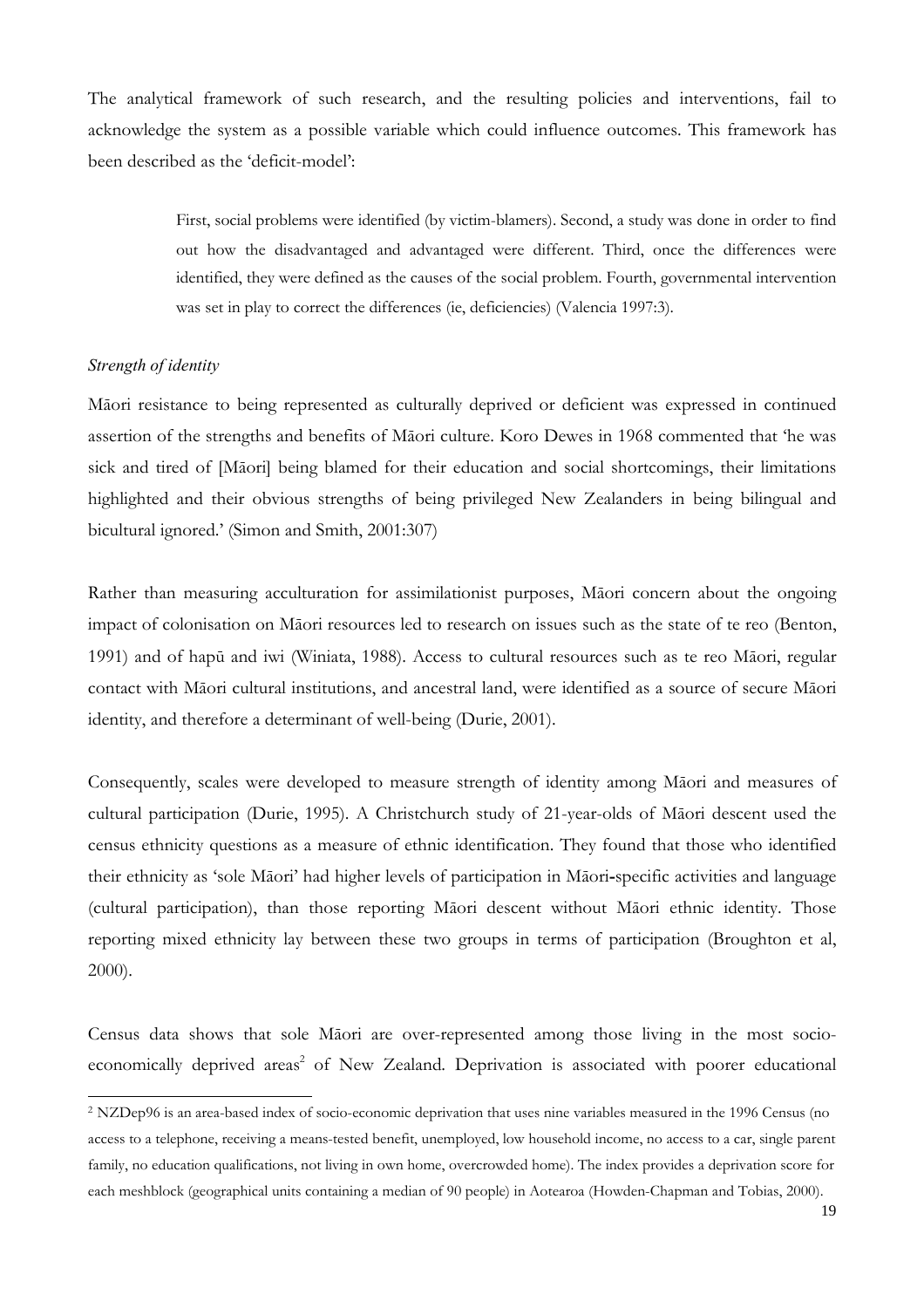The analytical framework of such research, and the resulting policies and interventions, fail to acknowledge the system as a possible variable which could influence outcomes. This framework has been described as the 'deficit-model':

> First, social problems were identified (by victim-blamers). Second, a study was done in order to find out how the disadvantaged and advantaged were different. Third, once the differences were identified, they were defined as the causes of the social problem. Fourth, governmental intervention was set in play to correct the differences (ie, deficiencies) (Valencia 1997:3).

*Strength of identity*

Māori resistance to being represented as culturally deprived or deficient was expressed in continued assertion of the strengths and benefits of Māori culture. Koro Dewes in 1968 commented that 'he was sick and tired of [Māori] being blamed for their education and social shortcomings, their limitations highlighted and their obvious strengths of being privileged New Zealanders in being bilingual and bicultural ignored.' (Simon and Smith, 2001:307)

Rather than measuring acculturation for assimilationist purposes, Māori concern about the ongoing impact of colonisation on Māori resources led to research on issues such as the state of te reo (Benton, 1991) and of hapū and iwi (Winiata, 1988). Access to cultural resources such as te reo Māori, regular contact with Māori cultural institutions, and ancestral land, were identified as a source of secure Māori identity, and therefore a determinant of well-being (Durie, 2001).

Consequently, scales were developed to measure strength of identity among Māori and measures of cultural participation (Durie, 1995). A Christchurch study of 21-year-olds of Māori descent used the census ethnicity questions as a measure of ethnic identification. They found that those who identified their ethnicity as 'sole Māori' had higher levels of participation in Māori-specific activities and language (cultural participation), than those reporting Māori descent without Māori ethnic identity. Those reporting mixed ethnicity lay between these two groups in terms of participation (Broughton et al, 2000).

Census data shows that sole Māori are over-represented among those living in the most socio-economically deprived areas[2] of New Zealand. Deprivation is associated with poorer educational

---

[2] NZDep96 is an area-based index of socio-economic deprivation that uses nine variables measured in the 1996 Census (no access to a telephone, receiving a means-tested benefit, unemployed, low household income, no access to a car, single parent family, no education qualifications, not living in own home, overcrowded home). The index provides a deprivation score for each meshblock (geographical units containing a median of 90 people) in Aotearoa (Howden-Chapman and Tobias, 2000).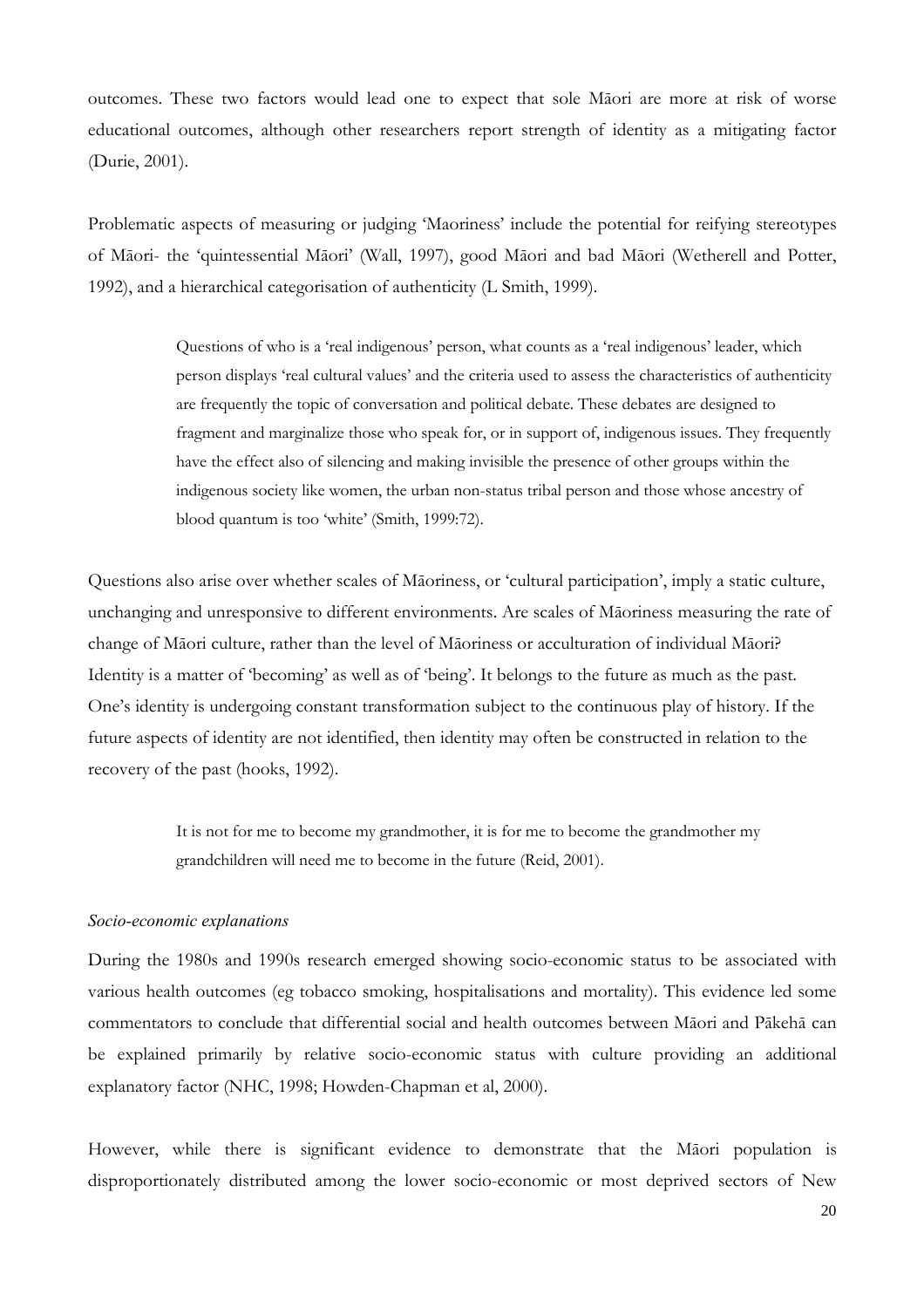outcomes. These two factors would lead one to expect that sole Māori are more at risk of worse educational outcomes, although other researchers report strength of identity as a mitigating factor (Durie, 2001).

Problematic aspects of measuring or judging 'Maoriness' include the potential for reifying stereotypes of Māori- the 'quintessential Māori' (Wall, 1997), good Māori and bad Māori (Wetherell and Potter, 1992), and a hierarchical categorisation of authenticity (L Smith, 1999).

> Questions of who is a 'real indigenous' person, what counts as a 'real indigenous' leader, which person displays 'real cultural values' and the criteria used to assess the characteristics of authenticity are frequently the topic of conversation and political debate. These debates are designed to fragment and marginalize those who speak for, or in support of, indigenous issues. They frequently have the effect also of silencing and making invisible the presence of other groups within the indigenous society like women, the urban non-status tribal person and those whose ancestry of blood quantum is too 'white' (Smith, 1999:72).

Questions also arise over whether scales of Māoriness, or 'cultural participation', imply a static culture, unchanging and unresponsive to different environments. Are scales of Māoriness measuring the rate of change of Māori culture, rather than the level of Māoriness or acculturation of individual Māori? Identity is a matter of 'becoming' as well as of 'being'. It belongs to the future as much as the past. One's identity is undergoing constant transformation subject to the continuous play of history. If the future aspects of identity are not identified, then identity may often be constructed in relation to the recovery of the past (hooks, 1992).

> It is not for me to become my grandmother, it is for me to become the grandmother my grandchildren will need me to become in the future (Reid, 2001).

*Socio-economic explanations*

During the 1980s and 1990s research emerged showing socio-economic status to be associated with various health outcomes (eg tobacco smoking, hospitalisations and mortality). This evidence led some commentators to conclude that differential social and health outcomes between Māori and Pākehā can be explained primarily by relative socio-economic status with culture providing an additional explanatory factor (NHC, 1998; Howden-Chapman et al, 2000).

However, while there is significant evidence to demonstrate that the Māori population is disproportionately distributed among the lower socio-economic or most deprived sectors of New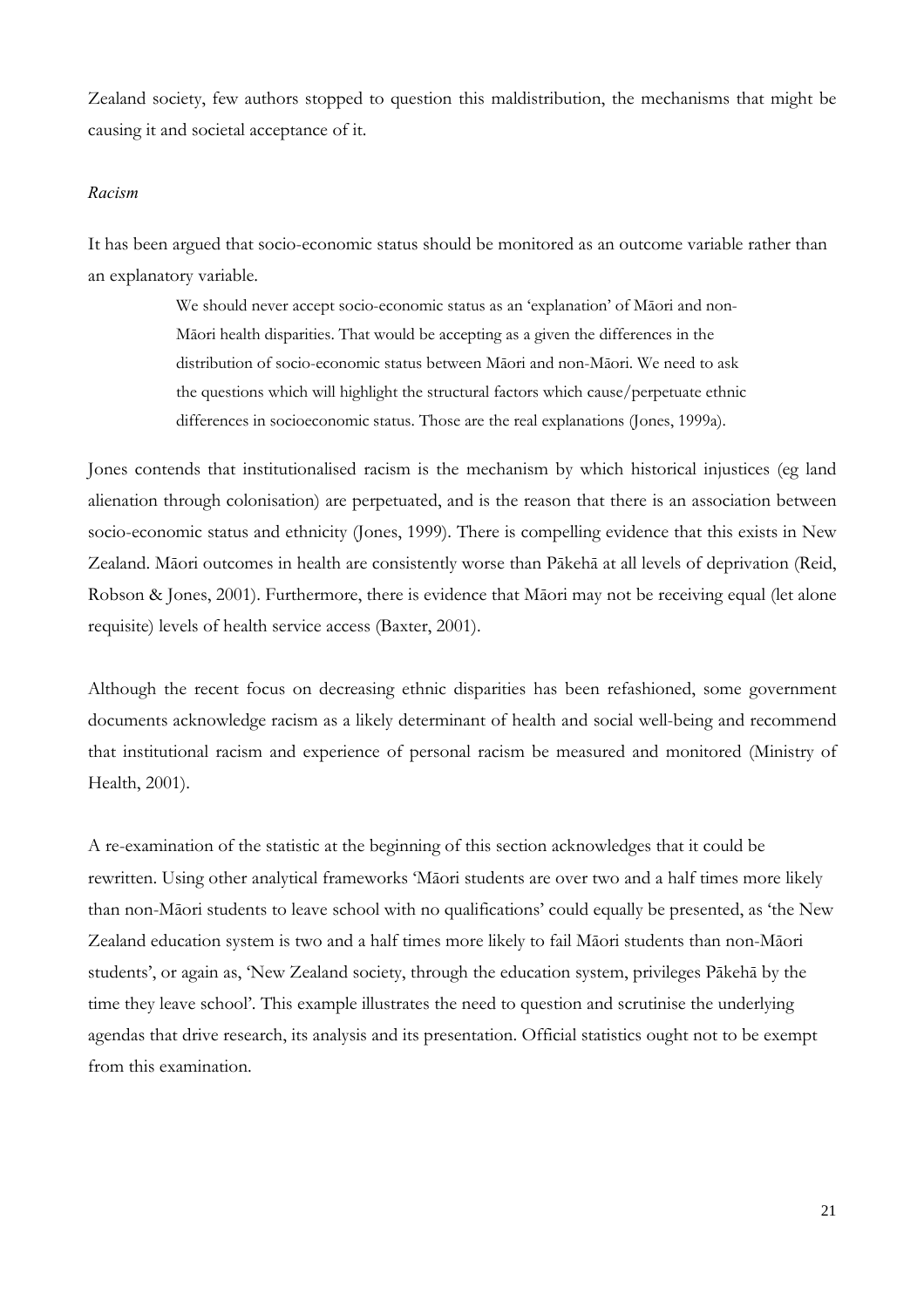Zealand society, few authors stopped to question this maldistribution, the mechanisms that might be causing it and societal acceptance of it.

### *Racism*

It has been argued that socio-economic status should be monitored as an outcome variable rather than an explanatory variable.

> We should never accept socio-economic status as an 'explanation' of Māori and non-Māori health disparities. That would be accepting as a given the differences in the distribution of socio-economic status between Māori and non-Māori. We need to ask the questions which will highlight the structural factors which cause/perpetuate ethnic differences in socioeconomic status. Those are the real explanations (Jones, 1999a).

Jones contends that institutionalised racism is the mechanism by which historical injustices (eg land alienation through colonisation) are perpetuated, and is the reason that there is an association between socio-economic status and ethnicity (Jones, 1999). There is compelling evidence that this exists in New Zealand. Māori outcomes in health are consistently worse than Pākehā at all levels of deprivation (Reid, Robson & Jones, 2001). Furthermore, there is evidence that Māori may not be receiving equal (let alone requisite) levels of health service access (Baxter, 2001).

Although the recent focus on decreasing ethnic disparities has been refashioned, some government documents acknowledge racism as a likely determinant of health and social well-being and recommend that institutional racism and experience of personal racism be measured and monitored (Ministry of Health, 2001).

A re-examination of the statistic at the beginning of this section acknowledges that it could be rewritten. Using other analytical frameworks 'Māori students are over two and a half times more likely than non-Māori students to leave school with no qualifications' could equally be presented, as 'the New Zealand education system is two and a half times more likely to fail Māori students than non-Māori students', or again as, 'New Zealand society, through the education system, privileges Pākehā by the time they leave school'. This example illustrates the need to question and scrutinise the underlying agendas that drive research, its analysis and its presentation. Official statistics ought not to be exempt from this examination.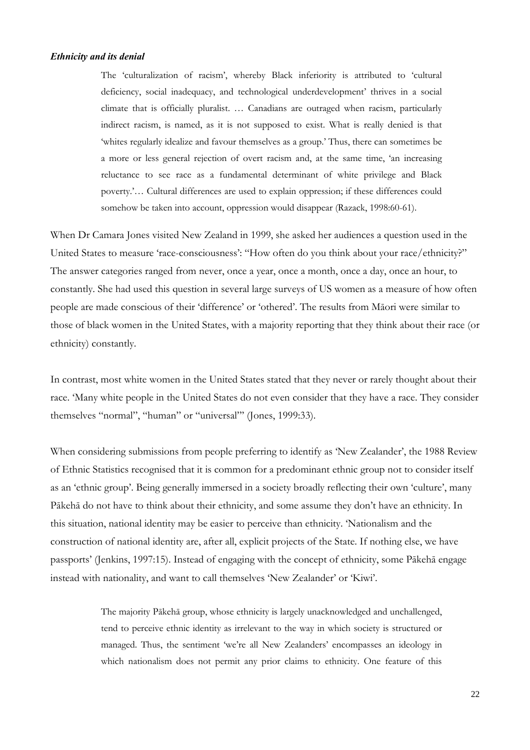### *Ethnicity and its denial*

> The 'culturalization of racism', whereby Black inferiority is attributed to 'cultural deficiency, social inadequacy, and technological underdevelopment' thrives in a social climate that is officially pluralist. … Canadians are outraged when racism, particularly indirect racism, is named, as it is not supposed to exist. What is really denied is that 'whites regularly idealize and favour themselves as a group.' Thus, there can sometimes be a more or less general rejection of overt racism and, at the same time, 'an increasing reluctance to see race as a fundamental determinant of white privilege and Black poverty.'… Cultural differences are used to explain oppression; if these differences could somehow be taken into account, oppression would disappear (Razack, 1998:60-61).

When Dr Camara Jones visited New Zealand in 1999, she asked her audiences a question used in the United States to measure 'race-consciousness': "How often do you think about your race/ethnicity?" The answer categories ranged from never, once a year, once a month, once a day, once an hour, to constantly. She had used this question in several large surveys of US women as a measure of how often people are made conscious of their 'difference' or 'othered'. The results from Māori were similar to those of black women in the United States, with a majority reporting that they think about their race (or ethnicity) constantly.

In contrast, most white women in the United States stated that they never or rarely thought about their race. 'Many white people in the United States do not even consider that they have a race. They consider themselves "normal", "human" or "universal"' (Jones, 1999:33).

When considering submissions from people preferring to identify as 'New Zealander', the 1988 Review of Ethnic Statistics recognised that it is common for a predominant ethnic group not to consider itself as an 'ethnic group'. Being generally immersed in a society broadly reflecting their own 'culture', many Pākehā do not have to think about their ethnicity, and some assume they don't have an ethnicity. In this situation, national identity may be easier to perceive than ethnicity. 'Nationalism and the construction of national identity are, after all, explicit projects of the State. If nothing else, we have passports' (Jenkins, 1997:15). Instead of engaging with the concept of ethnicity, some Pākehā engage instead with nationality, and want to call themselves 'New Zealander' or 'Kiwi'.

> The majority Pākehā group, whose ethnicity is largely unacknowledged and unchallenged, tend to perceive ethnic identity as irrelevant to the way in which society is structured or managed. Thus, the sentiment 'we're all New Zealanders' encompasses an ideology in which nationalism does not permit any prior claims to ethnicity. One feature of this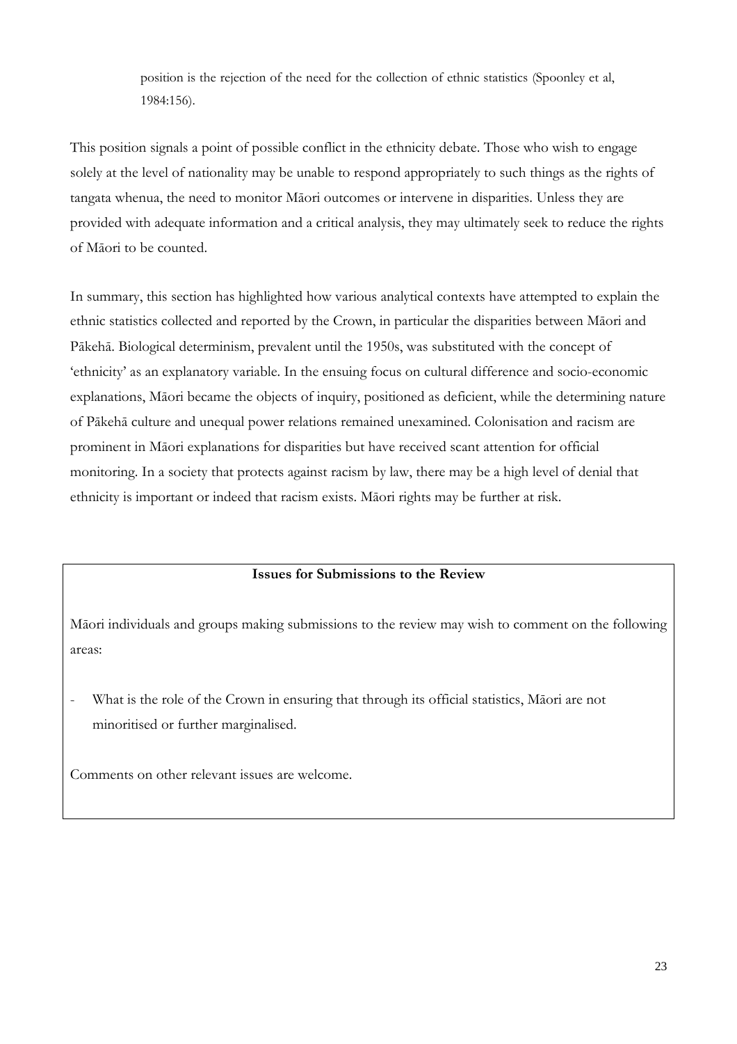> position is the rejection of the need for the collection of ethnic statistics (Spoonley et al, 1984:156).

This position signals a point of possible conflict in the ethnicity debate. Those who wish to engage solely at the level of nationality may be unable to respond appropriately to such things as the rights of tangata whenua, the need to monitor Māori outcomes or intervene in disparities. Unless they are provided with adequate information and a critical analysis, they may ultimately seek to reduce the rights of Māori to be counted.

In summary, this section has highlighted how various analytical contexts have attempted to explain the ethnic statistics collected and reported by the Crown, in particular the disparities between Māori and Pākehā. Biological determinism, prevalent until the 1950s, was substituted with the concept of 'ethnicity' as an explanatory variable. In the ensuing focus on cultural difference and socio-economic explanations, Māori became the objects of inquiry, positioned as deficient, while the determining nature of Pākehā culture and unequal power relations remained unexamined. Colonisation and racism are prominent in Māori explanations for disparities but have received scant attention for official monitoring. In a society that protects against racism by law, there may be a high level of denial that ethnicity is important or indeed that racism exists. Māori rights may be further at risk.

**Issues for Submissions to the Review**

Māori individuals and groups making submissions to the review may wish to comment on the following areas:

- What is the role of the Crown in ensuring that through its official statistics, Māori are not minoritised or further marginalised.

Comments on other relevant issues are welcome.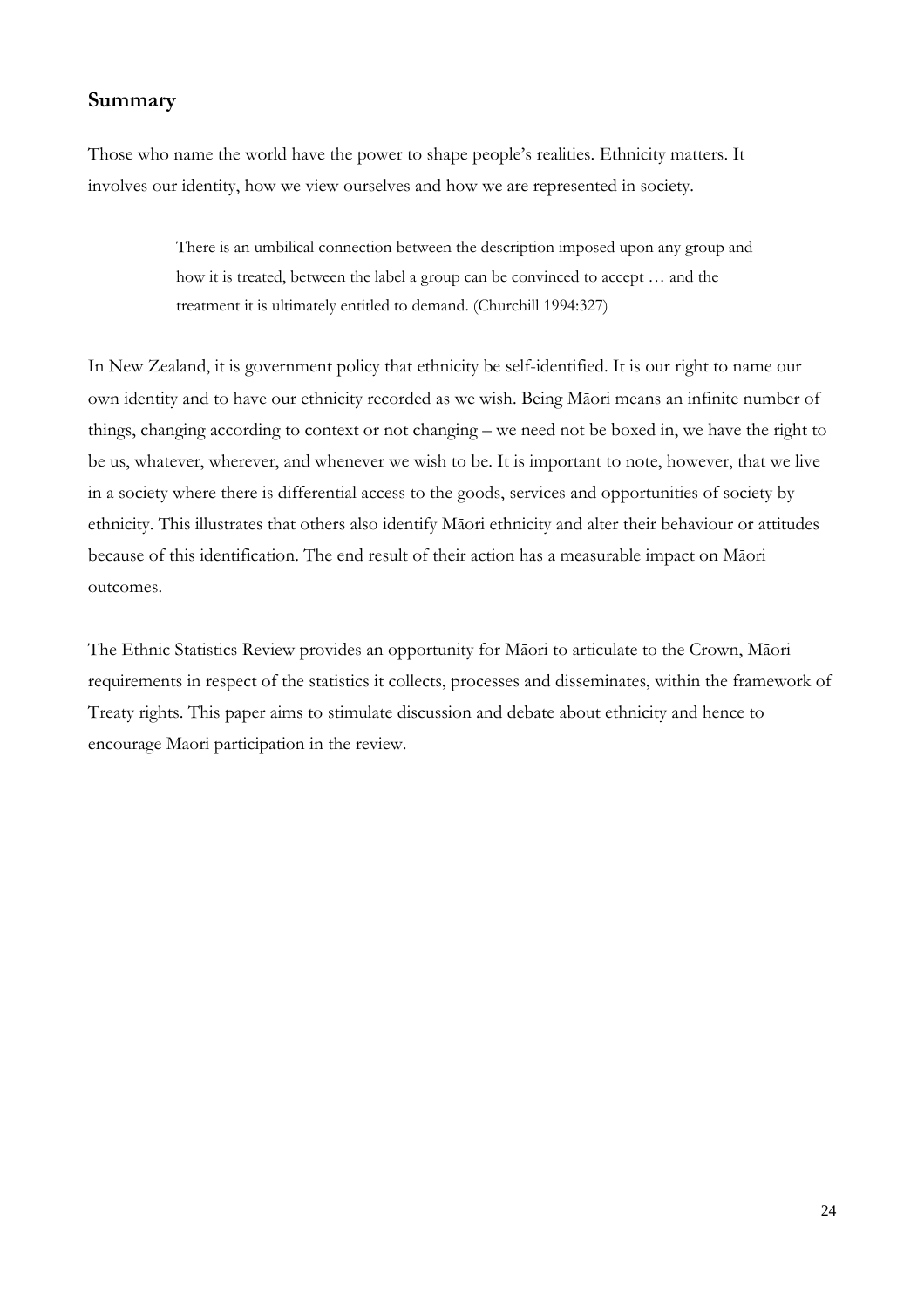## Summary

Those who name the world have the power to shape people's realities. Ethnicity matters. It involves our identity, how we view ourselves and how we are represented in society.

> There is an umbilical connection between the description imposed upon any group and how it is treated, between the label a group can be convinced to accept … and the treatment it is ultimately entitled to demand. (Churchill 1994:327)

In New Zealand, it is government policy that ethnicity be self-identified. It is our right to name our own identity and to have our ethnicity recorded as we wish. Being Māori means an infinite number of things, changing according to context or not changing – we need not be boxed in, we have the right to be us, whatever, wherever, and whenever we wish to be. It is important to note, however, that we live in a society where there is differential access to the goods, services and opportunities of society by ethnicity. This illustrates that others also identify Māori ethnicity and alter their behaviour or attitudes because of this identification. The end result of their action has a measurable impact on Māori outcomes.

The Ethnic Statistics Review provides an opportunity for Māori to articulate to the Crown, Māori requirements in respect of the statistics it collects, processes and disseminates, within the framework of Treaty rights. This paper aims to stimulate discussion and debate about ethnicity and hence to encourage Māori participation in the review.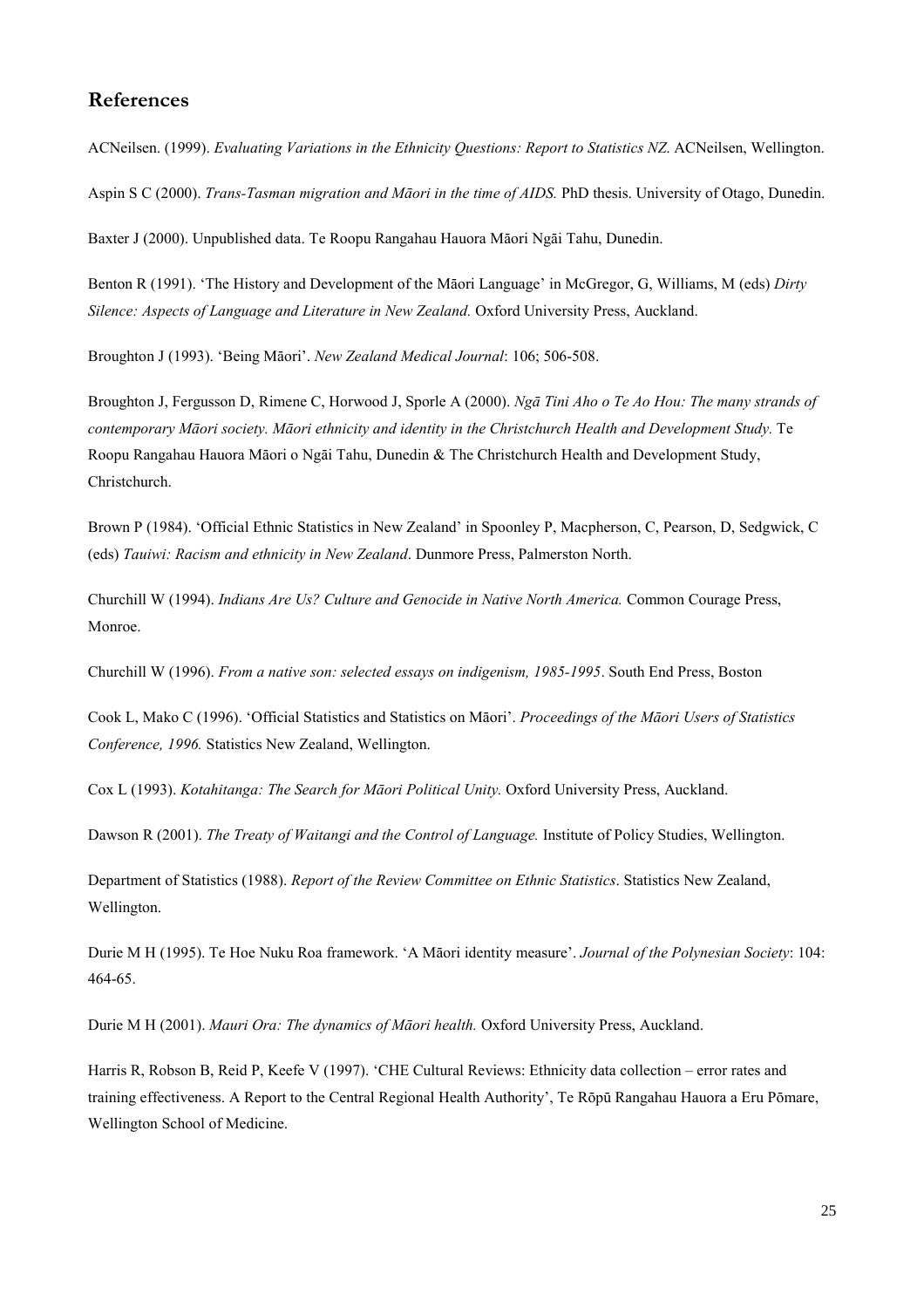## References

ACNeilsen. (1999). *Evaluating Variations in the Ethnicity Questions: Report to Statistics NZ.* ACNeilsen, Wellington.

Aspin S C (2000). *Trans-Tasman migration and Māori in the time of AIDS.* PhD thesis. University of Otago, Dunedin.

Baxter J (2000). Unpublished data. Te Roopu Rangahau Hauora Māori Ngāi Tahu, Dunedin.

Benton R (1991). 'The History and Development of the Māori Language' in McGregor, G, Williams, M (eds) *Dirty Silence: Aspects of Language and Literature in New Zealand.* Oxford University Press, Auckland.

Broughton J (1993). 'Being Māori'. *New Zealand Medical Journal*: 106; 506-508.

Broughton J, Fergusson D, Rimene C, Horwood J, Sporle A (2000). *Ngā Tini Aho o Te Ao Hou: The many strands of contemporary Māori society. Māori ethnicity and identity in the Christchurch Health and Development Study.* Te Roopu Rangahau Hauora Māori o Ngāi Tahu, Dunedin & The Christchurch Health and Development Study, Christchurch.

Brown P (1984). 'Official Ethnic Statistics in New Zealand' in Spoonley P, Macpherson, C, Pearson, D, Sedgwick, C (eds) *Tauiwi: Racism and ethnicity in New Zealand*. Dunmore Press, Palmerston North.

Churchill W (1994). *Indians Are Us? Culture and Genocide in Native North America.* Common Courage Press, Monroe.

Churchill W (1996). *From a native son: selected essays on indigenism, 1985-1995*. South End Press, Boston

Cook L, Mako C (1996). 'Official Statistics and Statistics on Māori'. *Proceedings of the Māori Users of Statistics Conference, 1996.* Statistics New Zealand, Wellington.

Cox L (1993). *Kotahitanga: The Search for Māori Political Unity.* Oxford University Press, Auckland.

Dawson R (2001). *The Treaty of Waitangi and the Control of Language.* Institute of Policy Studies, Wellington.

Department of Statistics (1988). *Report of the Review Committee on Ethnic Statistics*. Statistics New Zealand, Wellington.

Durie M H (1995). Te Hoe Nuku Roa framework. 'A Māori identity measure'. *Journal of the Polynesian Society*: 104: 464-65.

Durie M H (2001). *Mauri Ora: The dynamics of Māori health.* Oxford University Press, Auckland.

Harris R, Robson B, Reid P, Keefe V (1997). 'CHE Cultural Reviews: Ethnicity data collection – error rates and training effectiveness. A Report to the Central Regional Health Authority', Te Rōpū Rangahau Hauora a Eru Pōmare, Wellington School of Medicine.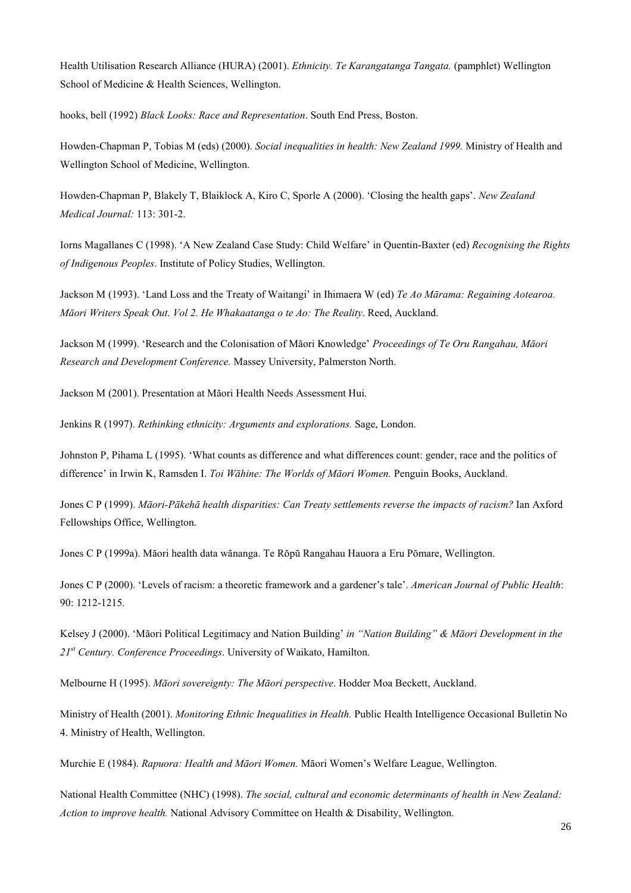Health Utilisation Research Alliance (HURA) (2001). *Ethnicity. Te Karangatanga Tangata.* (pamphlet) Wellington School of Medicine & Health Sciences, Wellington.

hooks, bell (1992) *Black Looks: Race and Representation*. South End Press, Boston.

Howden-Chapman P, Tobias M (eds) (2000). *Social inequalities in health: New Zealand 1999.* Ministry of Health and Wellington School of Medicine, Wellington.

Howden-Chapman P, Blakely T, Blaiklock A, Kiro C, Sporle A (2000). 'Closing the health gaps'. *New Zealand Medical Journal:* 113: 301-2.

Iorns Magallanes C (1998). 'A New Zealand Case Study: Child Welfare' in Quentin-Baxter (ed) *Recognising the Rights of Indigenous Peoples*. Institute of Policy Studies, Wellington.

Jackson M (1993). 'Land Loss and the Treaty of Waitangi' in Ihimaera W (ed) *Te Ao Mārama: Regaining Aotearoa. Māori Writers Speak Out*. *Vol 2. He Whakaatanga o te Ao: The Reality*. Reed, Auckland.

Jackson M (1999). 'Research and the Colonisation of Māori Knowledge' *Proceedings of Te Oru Rangahau, Māori Research and Development Conference.* Massey University, Palmerston North.

Jackson M (2001). Presentation at Māori Health Needs Assessment Hui.

Jenkins R (1997). *Rethinking ethnicity: Arguments and explorations.* Sage, London.

Johnston P, Pihama L (1995). 'What counts as difference and what differences count: gender, race and the politics of difference' in Irwin K, Ramsden I. *Toi Wāhine: The Worlds of Māori Women.* Penguin Books, Auckland.

Jones C P (1999). *Māori-Pākehā health disparities: Can Treaty settlements reverse the impacts of racism?* Ian Axford Fellowships Office, Wellington.

Jones C P (1999a). Māori health data wānanga. Te Rōpū Rangahau Hauora a Eru Pōmare, Wellington.

Jones C P (2000). 'Levels of racism: a theoretic framework and a gardener's tale'. *American Journal of Public Health*: 90: 1212-1215.

Kelsey J (2000). 'Māori Political Legitimacy and Nation Building' *in "Nation Building" & Māori Development in the 21st Century. Conference Proceedings*. University of Waikato, Hamilton.

Melbourne H (1995). *Māori sovereignty: The Māori perspective*. Hodder Moa Beckett, Auckland.

Ministry of Health (2001). *Monitoring Ethnic Inequalities in Health.* Public Health Intelligence Occasional Bulletin No 4. Ministry of Health, Wellington.

Murchie E (1984). *Rapuora: Health and Māori Women.* Māori Women's Welfare League, Wellington.

National Health Committee (NHC) (1998). *The social, cultural and economic determinants of health in New Zealand: Action to improve health.* National Advisory Committee on Health & Disability, Wellington.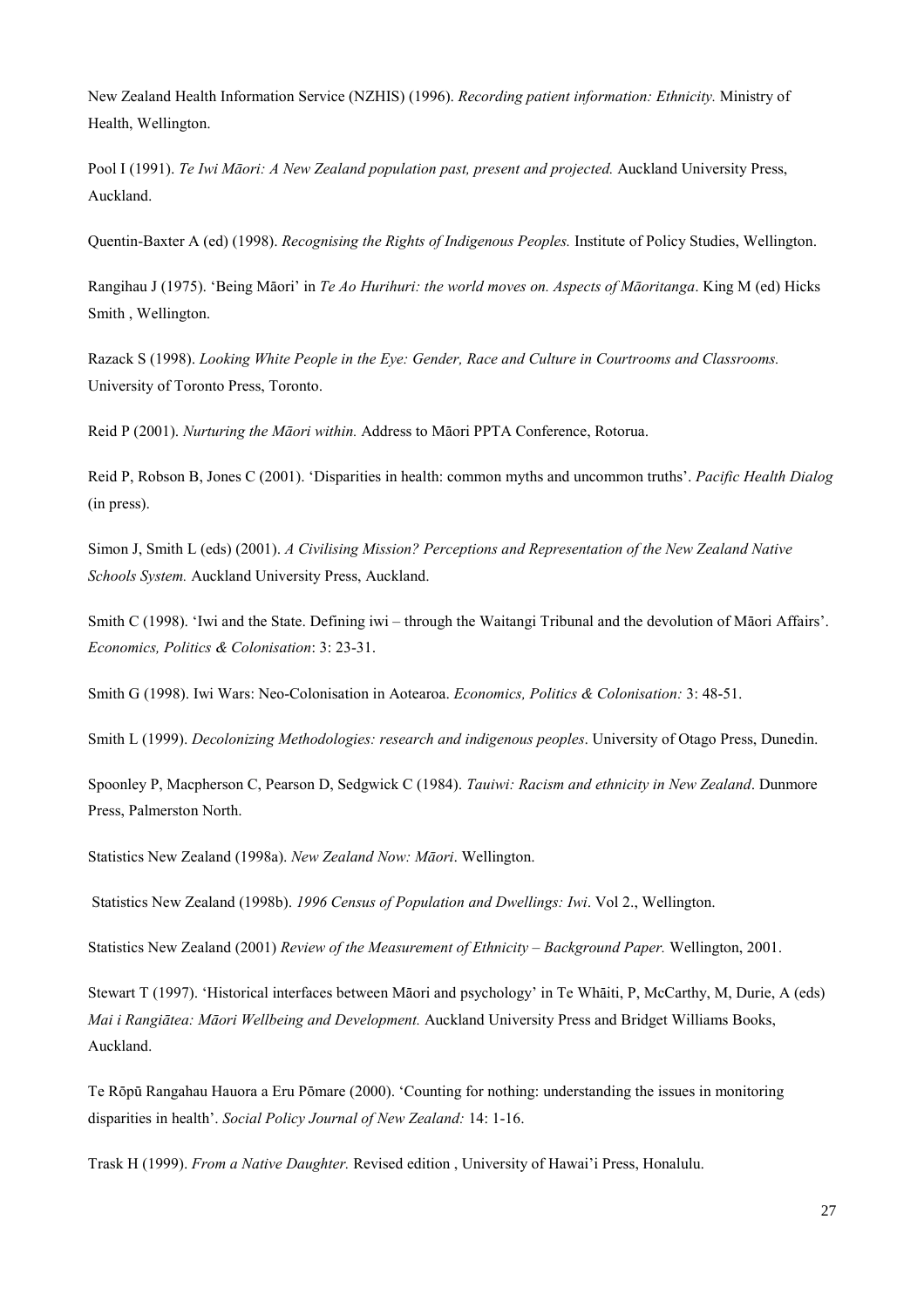New Zealand Health Information Service (NZHIS) (1996). *Recording patient information: Ethnicity.* Ministry of Health, Wellington.

Pool I (1991). *Te Iwi Māori: A New Zealand population past, present and projected.* Auckland University Press, Auckland.

Quentin-Baxter A (ed) (1998). *Recognising the Rights of Indigenous Peoples.* Institute of Policy Studies, Wellington.

Rangihau J (1975). 'Being Māori' in *Te Ao Hurihuri: the world moves on. Aspects of Māoritanga*. King M (ed) Hicks Smith , Wellington.

Razack S (1998). *Looking White People in the Eye: Gender, Race and Culture in Courtrooms and Classrooms.* University of Toronto Press, Toronto.

Reid P (2001). *Nurturing the Māori within.* Address to Māori PPTA Conference, Rotorua.

Reid P, Robson B, Jones C (2001). 'Disparities in health: common myths and uncommon truths'. *Pacific Health Dialog* (in press).

Simon J, Smith L (eds) (2001). *A Civilising Mission? Perceptions and Representation of the New Zealand Native Schools System.* Auckland University Press, Auckland.

Smith C (1998). 'Iwi and the State. Defining iwi – through the Waitangi Tribunal and the devolution of Māori Affairs'. *Economics, Politics & Colonisation*: 3: 23-31.

Smith G (1998). Iwi Wars: Neo-Colonisation in Aotearoa. *Economics, Politics & Colonisation:* 3: 48-51.

Smith L (1999). *Decolonizing Methodologies: research and indigenous peoples*. University of Otago Press, Dunedin.

Spoonley P, Macpherson C, Pearson D, Sedgwick C (1984). *Tauiwi: Racism and ethnicity in New Zealand*. Dunmore Press, Palmerston North.

Statistics New Zealand (1998a). *New Zealand Now: Māori*. Wellington.

Statistics New Zealand (1998b). *1996 Census of Population and Dwellings: Iwi*. Vol 2., Wellington.

Statistics New Zealand (2001) *Review of the Measurement of Ethnicity – Background Paper.* Wellington, 2001.

Stewart T (1997). 'Historical interfaces between Māori and psychology' in Te Whāiti, P, McCarthy, M, Durie, A (eds) *Mai i Rangiātea: Māori Wellbeing and Development.* Auckland University Press and Bridget Williams Books, Auckland.

Te Rōpū Rangahau Hauora a Eru Pōmare (2000). 'Counting for nothing: understanding the issues in monitoring disparities in health'. *Social Policy Journal of New Zealand:* 14: 1-16.

Trask H (1999). *From a Native Daughter.* Revised edition , University of Hawai'i Press, Honalulu.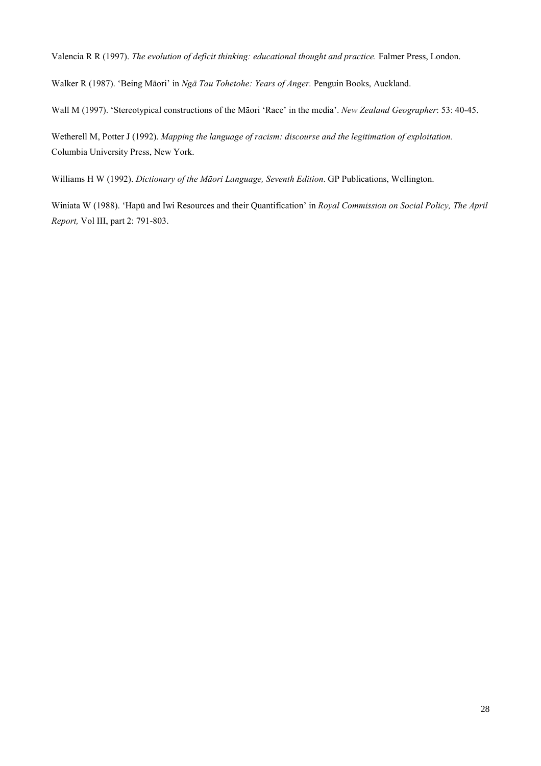Valencia R R (1997). *The evolution of deficit thinking: educational thought and practice.* Falmer Press, London.

Walker R (1987). 'Being Māori' in *Ngā Tau Tohetohe: Years of Anger.* Penguin Books, Auckland.

Wall M (1997). 'Stereotypical constructions of the Māori 'Race' in the media'. *New Zealand Geographer*: 53: 40-45.

Wetherell M, Potter J (1992). *Mapping the language of racism: discourse and the legitimation of exploitation.* Columbia University Press, New York.

Williams H W (1992). *Dictionary of the Māori Language, Seventh Edition*. GP Publications, Wellington.

Winiata W (1988). 'Hapū and Iwi Resources and their Quantification' in *Royal Commission on Social Policy, The April Report,* Vol III, part 2: 791-803.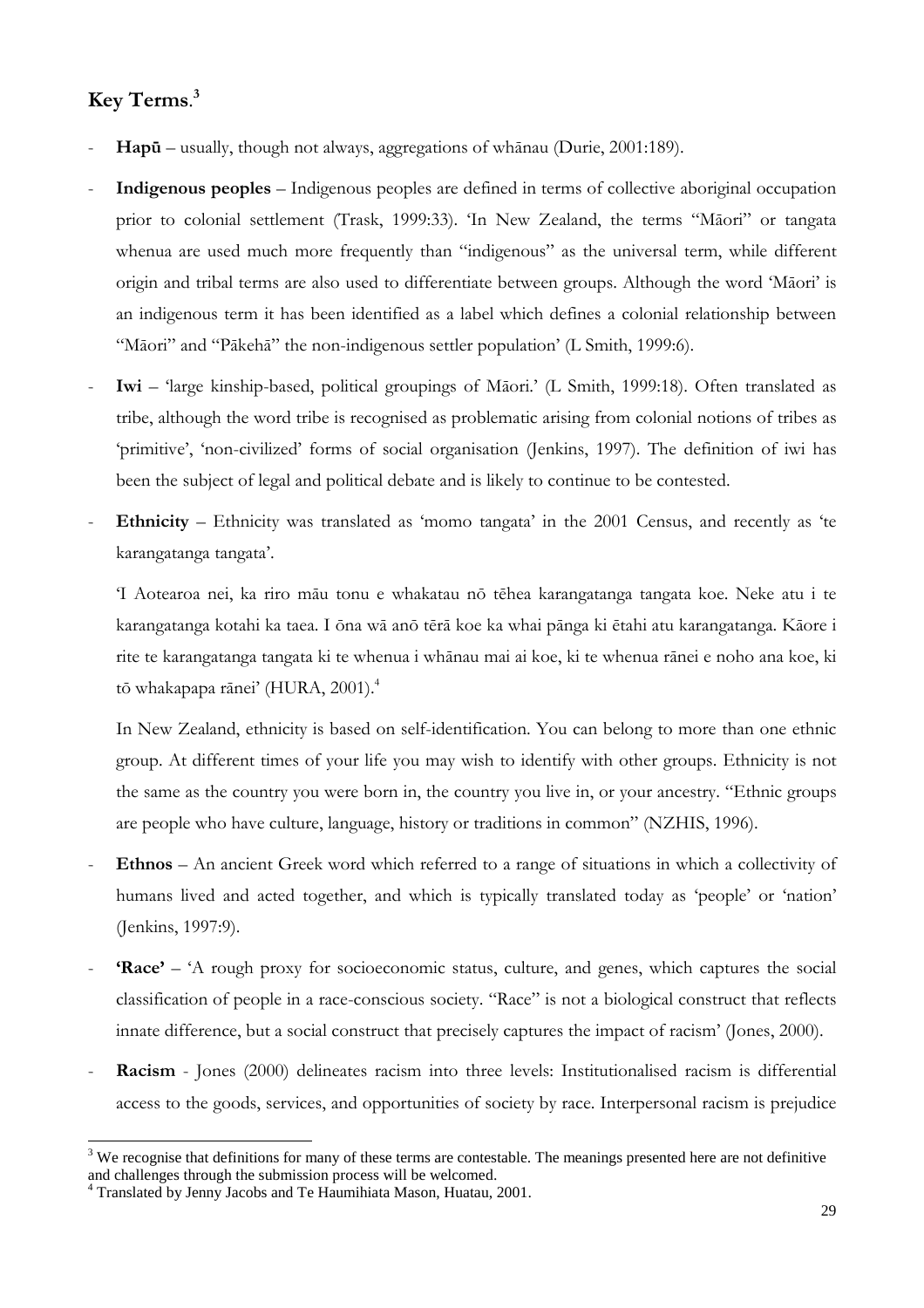## Key Terms.[3]

- **Hapū** – usually, though not always, aggregations of whānau (Durie, 2001:189).

- **Indigenous peoples** – Indigenous peoples are defined in terms of collective aboriginal occupation prior to colonial settlement (Trask, 1999:33). 'In New Zealand, the terms "Māori" or tangata whenua are used much more frequently than "indigenous" as the universal term, while different origin and tribal terms are also used to differentiate between groups. Although the word 'Māori' is an indigenous term it has been identified as a label which defines a colonial relationship between "Māori" and "Pākehā" the non-indigenous settler population' (L Smith, 1999:6).

- **Iwi** – 'large kinship-based, political groupings of Māori.' (L Smith, 1999:18). Often translated as tribe, although the word tribe is recognised as problematic arising from colonial notions of tribes as 'primitive', 'non-civilized' forms of social organisation (Jenkins, 1997). The definition of iwi has been the subject of legal and political debate and is likely to continue to be contested.

- **Ethnicity** – Ethnicity was translated as 'momo tangata' in the 2001 Census, and recently as 'te karangatanga tangata'.

  'I Aotearoa nei, ka riro māu tonu e whakatau nō tēhea karangatanga tangata koe. Neke atu i te karangatanga kotahi ka taea. I ōna wā anō tērā koe ka whai pānga ki ētahi atu karangatanga. Kāore i rite te karangatanga tangata ki te whenua i whānau mai ai koe, ki te whenua rānei e noho ana koe, ki tō whakapapa rānei' (HURA, 2001).[4]

  In New Zealand, ethnicity is based on self-identification. You can belong to more than one ethnic group. At different times of your life you may wish to identify with other groups. Ethnicity is not the same as the country you were born in, the country you live in, or your ancestry. "Ethnic groups are people who have culture, language, history or traditions in common" (NZHIS, 1996).

- **Ethnos** – An ancient Greek word which referred to a range of situations in which a collectivity of humans lived and acted together, and which is typically translated today as 'people' or 'nation' (Jenkins, 1997:9).

- **'Race'** – 'A rough proxy for socioeconomic status, culture, and genes, which captures the social classification of people in a race-conscious society. "Race" is not a biological construct that reflects innate difference, but a social construct that precisely captures the impact of racism' (Jones, 2000).

- **Racism** - Jones (2000) delineates racism into three levels: Institutionalised racism is differential access to the goods, services, and opportunities of society by race. Interpersonal racism is prejudice

---

[3] We recognise that definitions for many of these terms are contestable. The meanings presented here are not definitive and challenges through the submission process will be welcomed.

[4] Translated by Jenny Jacobs and Te Haumihiata Mason, Huatau, 2001.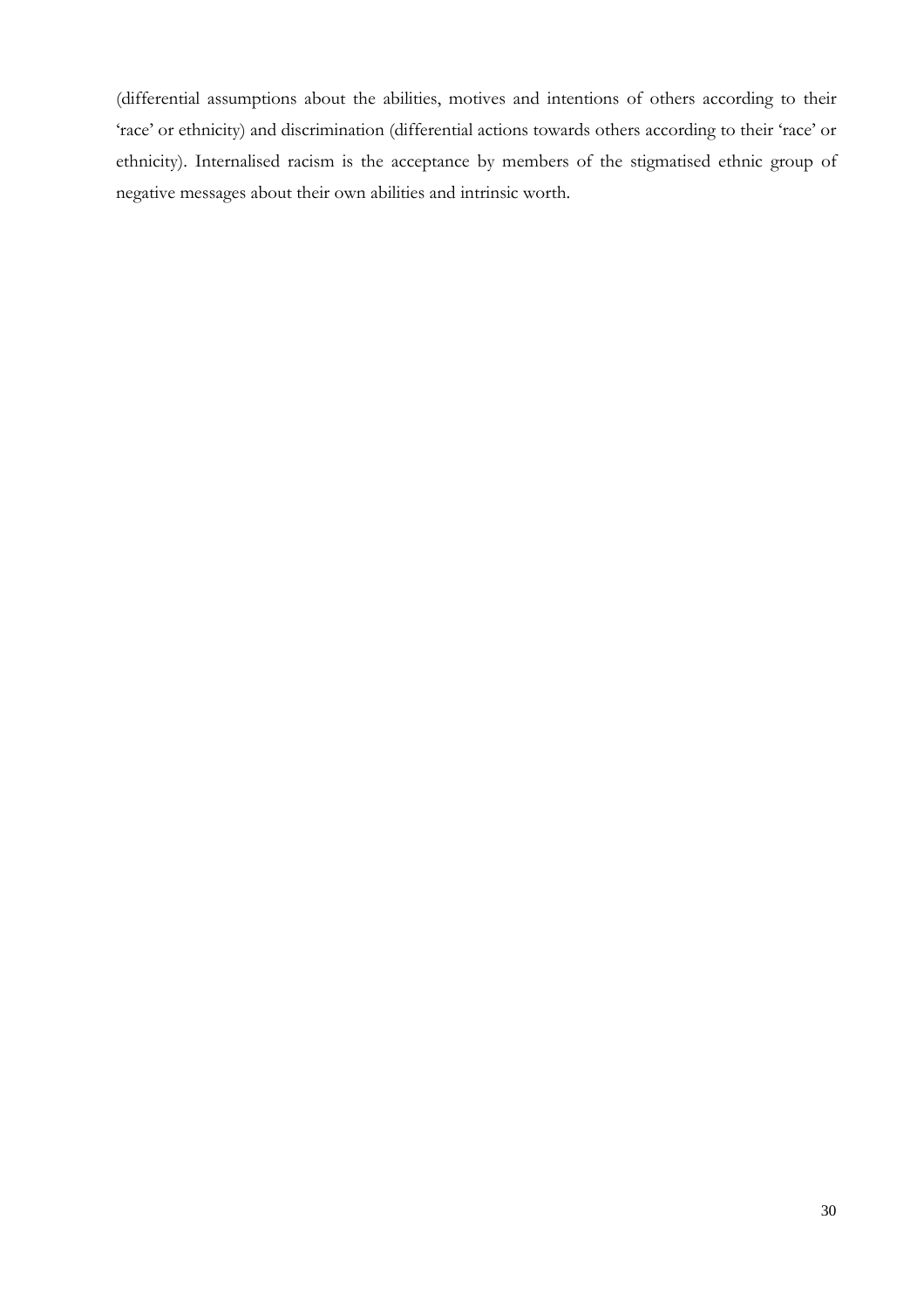(differential assumptions about the abilities, motives and intentions of others according to their 'race' or ethnicity) and discrimination (differential actions towards others according to their 'race' or ethnicity). Internalised racism is the acceptance by members of the stigmatised ethnic group of negative messages about their own abilities and intrinsic worth.